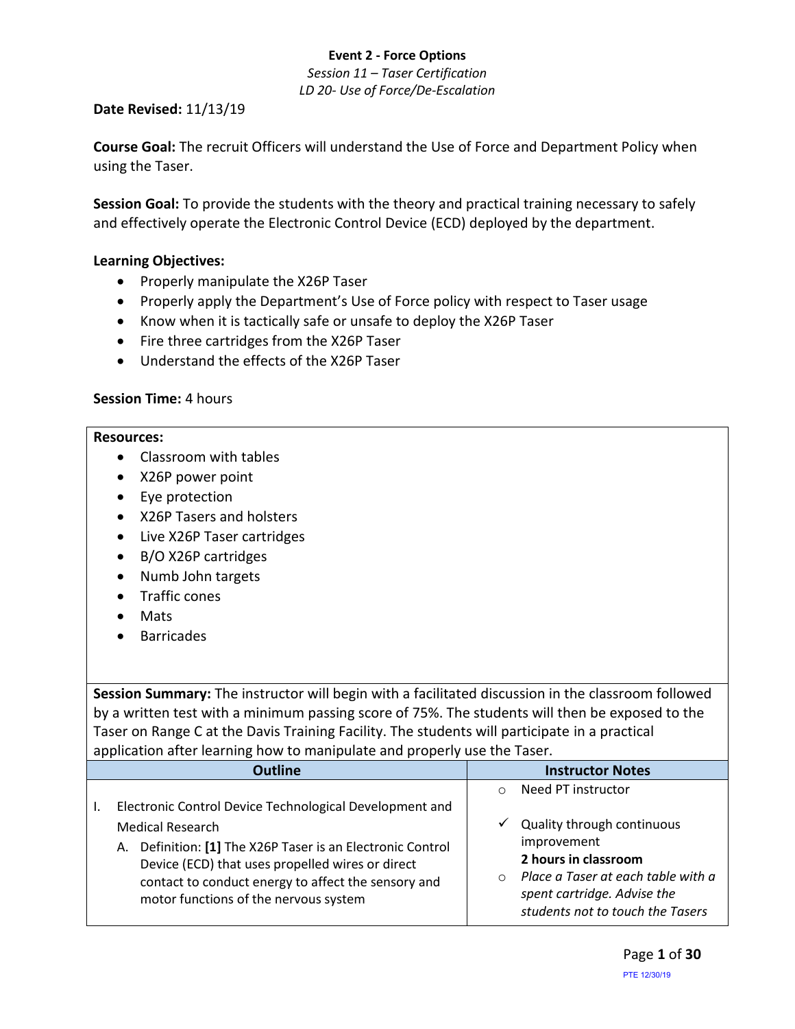**Event 2 - Force Options**

*Session 11 – Taser Certification*

*LD 20- Use of Force/De-Escalation*

**Date Revised:** 11/13/19

**Course Goal:** The recruit Officers will understand the Use of Force and Department Policy when using the Taser.

**Session Goal:** To provide the students with the theory and practical training necessary to safely and effectively operate the Electronic Control Device (ECD) deployed by the department.

**Learning Objectives:**

- Properly manipulate the X26P Taser
- Properly apply the Department's Use of Force policy with respect to Taser usage
- Know when it is tactically safe or unsafe to deploy the X26P Taser
- Fire three cartridges from the X26P Taser
- Understand the effects of the X26P Taser

**Session Time:** 4 hours

**Resources:**

- Classroom with tables
- X26P power point
- Eye protection
- X26P Tasers and holsters
- Live X26P Taser cartridges
- B/O X26P cartridges
- Numb John targets
- Traffic cones
- Mats
- Barricades

**Session Summary:** The instructor will begin with a facilitated discussion in the classroom followed by a written test with a minimum passing score of 75%. The students will then be exposed to the Taser on Range C at the Davis Training Facility. The students will participate in a practical application after learning how to manipulate and properly use the Taser.

| Outline | Instructor Notes |
| --- | --- |
| I. Electronic Control Device Technological Development and Medical Research<br>A. Definition: **[1]** The X26P Taser is an Electronic Control Device (ECD) that uses propelled wires or direct contact to conduct energy to affect the sensory and motor functions of the nervous system | ○ Need PT instructor<br>✓ Quality through continuous improvement<br>**2 hours in classroom**<br>○ *Place a Taser at each table with a spent cartridge. Advise the students not to touch the Tasers* |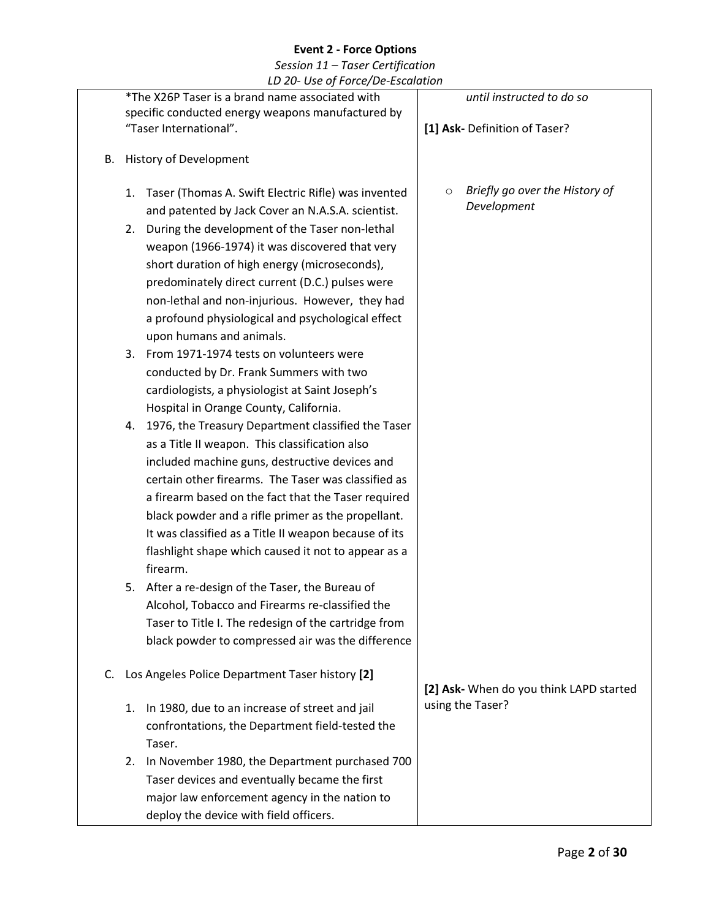| | |
|---|---|
| *The X26P Taser is a brand name associated with specific conducted energy weapons manufactured by "Taser International".<br><br>B. History of Development<br><br>1. Taser (Thomas A. Swift Electric Rifle) was invented and patented by Jack Cover an N.A.S.A. scientist.<br>2. During the development of the Taser non-lethal weapon (1966-1974) it was discovered that very short duration of high energy (microseconds), predominately direct current (D.C.) pulses were non-lethal and non-injurious. However, they had a profound physiological and psychological effect upon humans and animals.<br>3. From 1971-1974 tests on volunteers were conducted by Dr. Frank Summers with two cardiologists, a physiologist at Saint Joseph's Hospital in Orange County, California.<br>4. 1976, the Treasury Department classified the Taser as a Title II weapon. This classification also included machine guns, destructive devices and certain other firearms. The Taser was classified as a firearm based on the fact that the Taser required black powder and a rifle primer as the propellant. It was classified as a Title II weapon because of its flashlight shape which caused it not to appear as a firearm.<br>5. After a re-design of the Taser, the Bureau of Alcohol, Tobacco and Firearms re-classified the Taser to Title I. The redesign of the cartridge from black powder to compressed air was the difference<br><br>C. Los Angeles Police Department Taser history **[2]**<br><br>1. In 1980, due to an increase of street and jail confrontations, the Department field-tested the Taser.<br>2. In November 1980, the Department purchased 700 Taser devices and eventually became the first major law enforcement agency in the nation to deploy the device with field officers. | *until instructed to do so*<br><br>**[1] Ask-** Definition of Taser?<br><br>○ *Briefly go over the History of Development*<br><br>**[2] Ask-** When do you think LAPD started using the Taser? |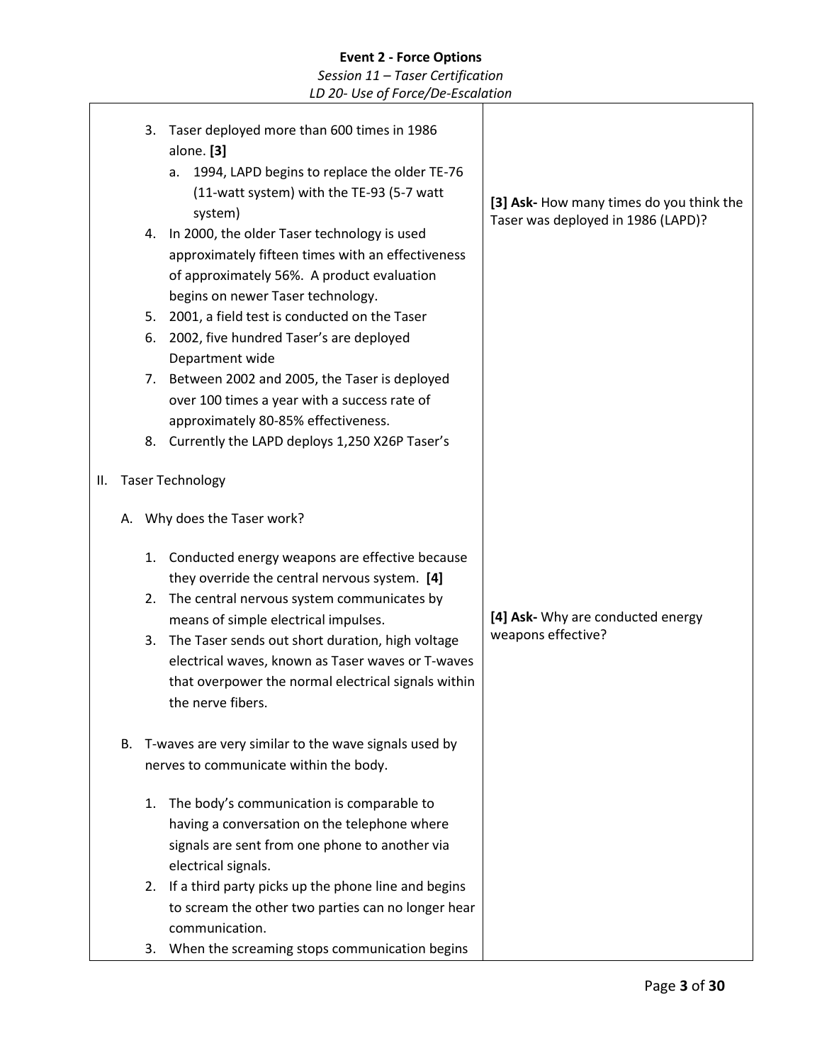| | |
|---|---|
| 3. Taser deployed more than 600 times in 1986 alone. **[3]**<br>   a. 1994, LAPD begins to replace the older TE-76 (11-watt system) with the TE-93 (5-7 watt system)<br>4. In 2000, the older Taser technology is used approximately fifteen times with an effectiveness of approximately 56%. A product evaluation begins on newer Taser technology.<br>5. 2001, a field test is conducted on the Taser<br>6. 2002, five hundred Taser's are deployed Department wide<br>7. Between 2002 and 2005, the Taser is deployed over 100 times a year with a success rate of approximately 80-85% effectiveness.<br>8. Currently the LAPD deploys 1,250 X26P Taser's | **[3] Ask-** How many times do you think the Taser was deployed in 1986 (LAPD)? |
| II. Taser Technology<br><br>A. Why does the Taser work?<br><br>1. Conducted energy weapons are effective because they override the central nervous system. **[4]**<br>2. The central nervous system communicates by means of simple electrical impulses.<br>3. The Taser sends out short duration, high voltage electrical waves, known as Taser waves or T-waves that overpower the normal electrical signals within the nerve fibers. | **[4] Ask-** Why are conducted energy weapons effective? |
| B. T-waves are very similar to the wave signals used by nerves to communicate within the body.<br><br>1. The body's communication is comparable to having a conversation on the telephone where signals are sent from one phone to another via electrical signals.<br>2. If a third party picks up the phone line and begins to scream the other two parties can no longer hear communication.<br>3. When the screaming stops communication begins | |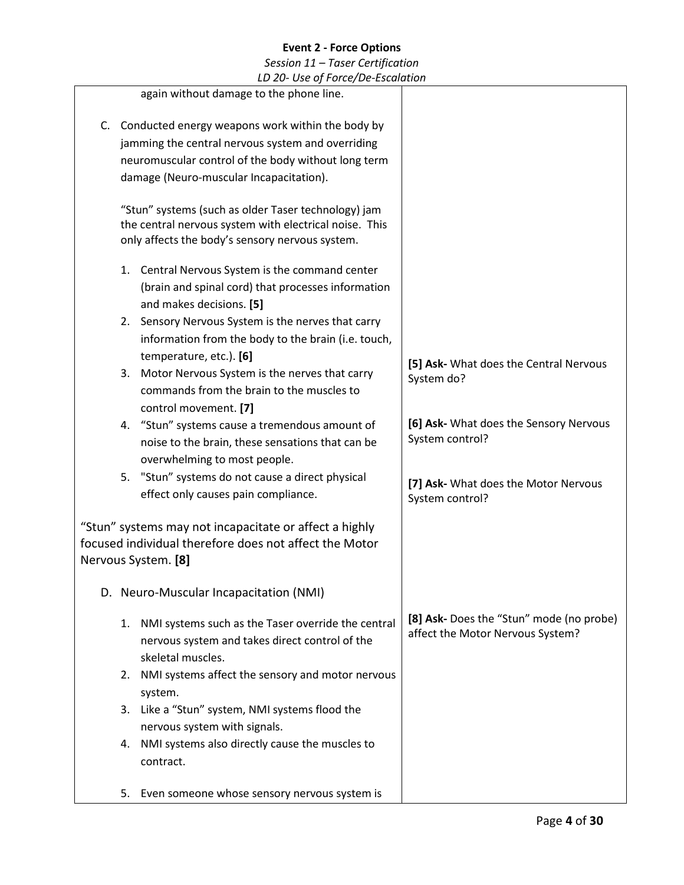| | |
|---|---|
| again without damage to the phone line. | |
| C. Conducted energy weapons work within the body by jamming the central nervous system and overriding neuromuscular control of the body without long term damage (Neuro-muscular Incapacitation).<br><br>"Stun" systems (such as older Taser technology) jam the central nervous system with electrical noise. This only affects the body's sensory nervous system.<br><br>1. Central Nervous System is the command center (brain and spinal cord) that processes information and makes decisions. **[5]**<br>2. Sensory Nervous System is the nerves that carry information from the body to the brain (i.e. touch, temperature, etc.). **[6]**<br>3. Motor Nervous System is the nerves that carry commands from the brain to the muscles to control movement. **[7]**<br>4. "Stun" systems cause a tremendous amount of noise to the brain, these sensations that can be overwhelming to most people.<br>5. "Stun" systems do not cause a direct physical effect only causes pain compliance. | **[5] Ask-** What does the Central Nervous System do?<br><br>**[6] Ask-** What does the Sensory Nervous System control?<br><br>**[7] Ask-** What does the Motor Nervous System control? |
| "Stun" systems may not incapacitate or affect a highly focused individual therefore does not affect the Motor Nervous System. **[8]** | |
| D. Neuro-Muscular Incapacitation (NMI)<br><br>1. NMI systems such as the Taser override the central nervous system and takes direct control of the skeletal muscles.<br>2. NMI systems affect the sensory and motor nervous system.<br>3. Like a "Stun" system, NMI systems flood the nervous system with signals.<br>4. NMI systems also directly cause the muscles to contract.<br><br>5. Even someone whose sensory nervous system is | **[8] Ask-** Does the "Stun" mode (no probe) affect the Motor Nervous System? |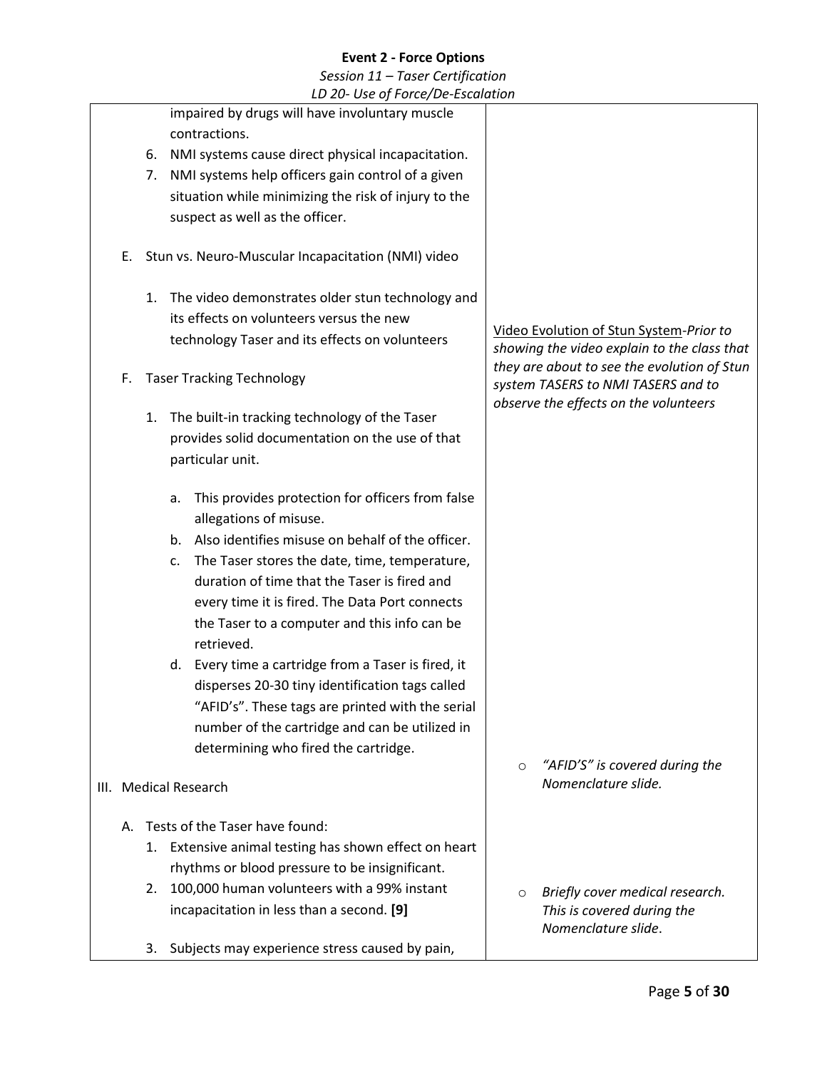| | |
|---|---|
| impaired by drugs will have involuntary muscle contractions.<br>6. NMI systems cause direct physical incapacitation.<br>7. NMI systems help officers gain control of a given situation while minimizing the risk of injury to the suspect as well as the officer.<br><br>E. Stun vs. Neuro-Muscular Incapacitation (NMI) video<br><br>1. The video demonstrates older stun technology and its effects on volunteers versus the new technology Taser and its effects on volunteers<br><br>F. Taser Tracking Technology<br><br>1. The built-in tracking technology of the Taser provides solid documentation on the use of that particular unit.<br><br>a. This provides protection for officers from false allegations of misuse.<br>b. Also identifies misuse on behalf of the officer.<br>c. The Taser stores the date, time, temperature, duration of time that the Taser is fired and every time it is fired. The Data Port connects the Taser to a computer and this info can be retrieved.<br>d. Every time a cartridge from a Taser is fired, it disperses 20-30 tiny identification tags called "AFID's". These tags are printed with the serial number of the cartridge and can be utilized in determining who fired the cartridge.<br><br>III. Medical Research<br><br>A. Tests of the Taser have found:<br>1. Extensive animal testing has shown effect on heart rhythms or blood pressure to be insignificant.<br>2. 100,000 human volunteers with a 99% instant incapacitation in less than a second. **[9]**<br><br>3. Subjects may experience stress caused by pain, | <u>Video Evolution of Stun System</u>-*Prior to showing the video explain to the class that they are about to see the evolution of Stun system TASERS to NMI TASERS and to observe the effects on the volunteers*<br><br>○ *"AFID'S" is covered during the Nomenclature slide.*<br><br>○ *Briefly cover medical research. This is covered during the Nomenclature slide*. |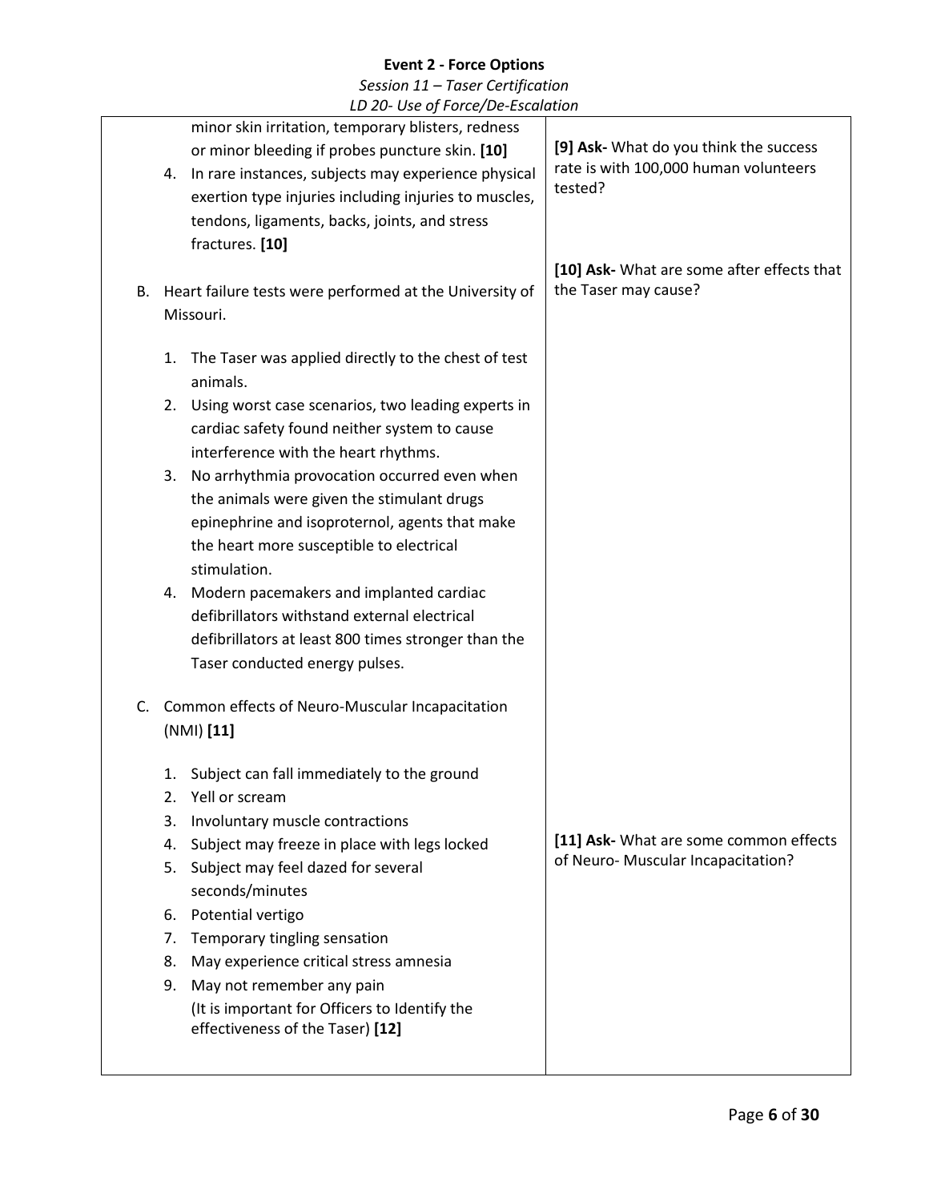| | |
|---|---|
| minor skin irritation, temporary blisters, redness or minor bleeding if probes puncture skin. **[10]**<br>4. In rare instances, subjects may experience physical exertion type injuries including injuries to muscles, tendons, ligaments, backs, joints, and stress fractures. **[10]** | **[9] Ask-** What do you think the success rate is with 100,000 human volunteers tested?<br><br>**[10] Ask-** What are some after effects that the Taser may cause? |
| B. Heart failure tests were performed at the University of Missouri.<br>1. The Taser was applied directly to the chest of test animals.<br>2. Using worst case scenarios, two leading experts in cardiac safety found neither system to cause interference with the heart rhythms.<br>3. No arrhythmia provocation occurred even when the animals were given the stimulant drugs epinephrine and isoproternol, agents that make the heart more susceptible to electrical stimulation.<br>4. Modern pacemakers and implanted cardiac defibrillators withstand external electrical defibrillators at least 800 times stronger than the Taser conducted energy pulses. | |
| C. Common effects of Neuro-Muscular Incapacitation (NMI) **[11]**<br>1. Subject can fall immediately to the ground<br>2. Yell or scream<br>3. Involuntary muscle contractions<br>4. Subject may freeze in place with legs locked<br>5. Subject may feel dazed for several seconds/minutes<br>6. Potential vertigo<br>7. Temporary tingling sensation<br>8. May experience critical stress amnesia<br>9. May not remember any pain<br>(It is important for Officers to Identify the effectiveness of the Taser) **[12]** | **[11] Ask-** What are some common effects of Neuro- Muscular Incapacitation? |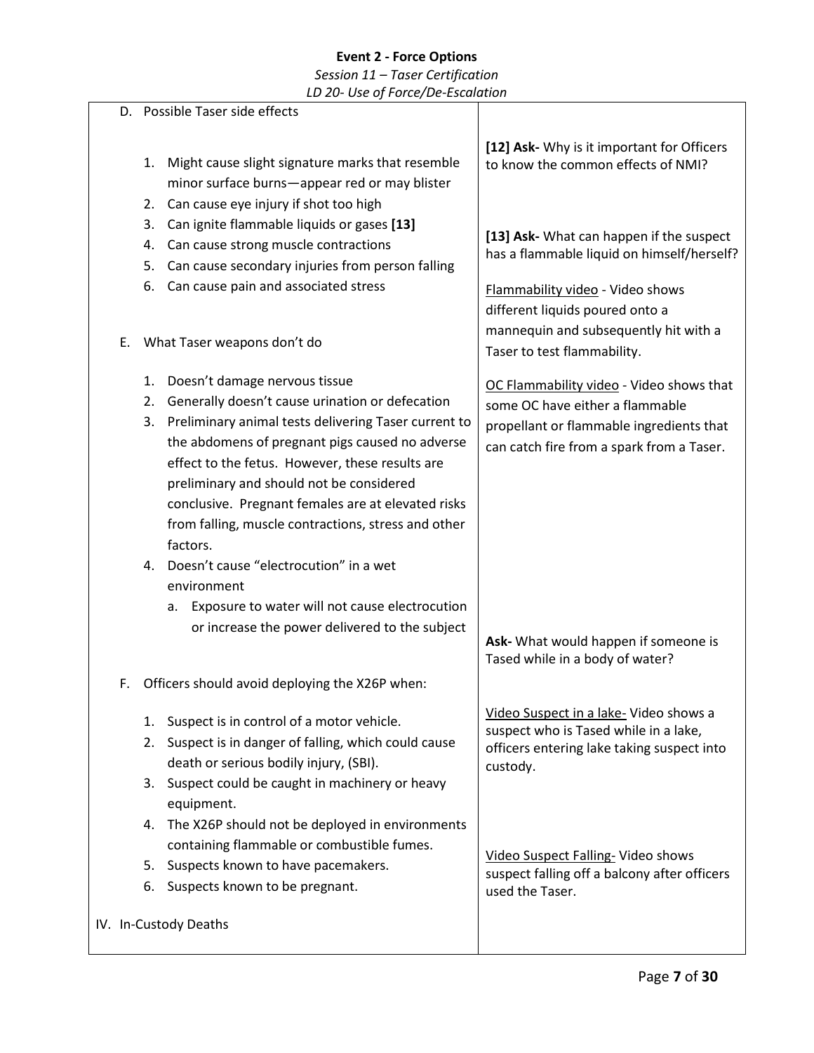**Event 2 - Force Options**

*Session 11 – Taser Certification*

*LD 20- Use of Force/De-Escalation*

| | |
|---|---|
| D. Possible Taser side effects<br><br>1. Might cause slight signature marks that resemble minor surface burns—appear red or may blister<br>2. Can cause eye injury if shot too high<br>3. Can ignite flammable liquids or gases **[13]**<br>4. Can cause strong muscle contractions<br>5. Can cause secondary injuries from person falling<br>6. Can cause pain and associated stress<br><br>E. What Taser weapons don't do<br><br>1. Doesn't damage nervous tissue<br>2. Generally doesn't cause urination or defecation<br>3. Preliminary animal tests delivering Taser current to the abdomens of pregnant pigs caused no adverse effect to the fetus. However, these results are preliminary and should not be considered conclusive. Pregnant females are at elevated risks from falling, muscle contractions, stress and other factors.<br>4. Doesn't cause "electrocution" in a wet environment<br>&nbsp;&nbsp;&nbsp;a. Exposure to water will not cause electrocution or increase the power delivered to the subject<br><br>F. Officers should avoid deploying the X26P when:<br><br>1. Suspect is in control of a motor vehicle.<br>2. Suspect is in danger of falling, which could cause death or serious bodily injury, (SBI).<br>3. Suspect could be caught in machinery or heavy equipment.<br>4. The X26P should not be deployed in environments containing flammable or combustible fumes.<br>5. Suspects known to have pacemakers.<br>6. Suspects known to be pregnant.<br><br>IV. In-Custody Deaths | **[12] Ask-** Why is it important for Officers to know the common effects of NMI?<br><br>**[13] Ask-** What can happen if the suspect has a flammable liquid on himself/herself?<br><br>Flammability video - Video shows different liquids poured onto a mannequin and subsequently hit with a Taser to test flammability.<br><br>OC Flammability video - Video shows that some OC have either a flammable propellant or flammable ingredients that can catch fire from a spark from a Taser.<br><br>**Ask-** What would happen if someone is Tased while in a body of water?<br><br>Video Suspect in a lake- Video shows a suspect who is Tased while in a lake, officers entering lake taking suspect into custody.<br><br>Video Suspect Falling- Video shows suspect falling off a balcony after officers used the Taser. |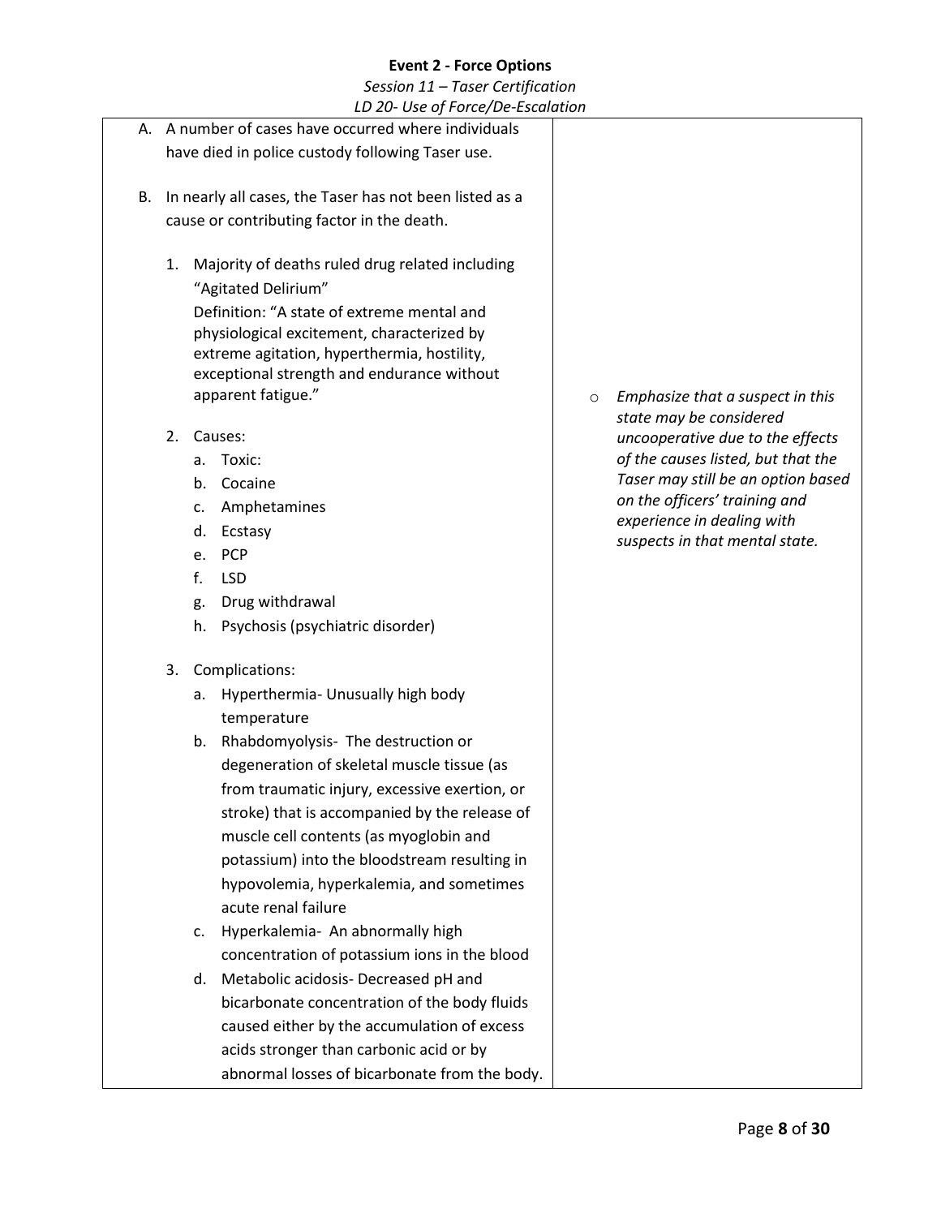**Event 2 - Force Options**

*Session 11 – Taser Certification*

*LD 20- Use of Force/De-Escalation*

A. A number of cases have occurred where individuals have died in police custody following Taser use.

B. In nearly all cases, the Taser has not been listed as a cause or contributing factor in the death.

1. Majority of deaths ruled drug related including "Agitated Delirium"
   Definition: "A state of extreme mental and physiological excitement, characterized by extreme agitation, hyperthermia, hostility, exceptional strength and endurance without apparent fatigue."

   - *Emphasize that a suspect in this state may be considered uncooperative due to the effects of the causes listed, but that the Taser may still be an option based on the officers' training and experience in dealing with suspects in that mental state.*

2. Causes:
   a. Toxic:
   b. Cocaine
   c. Amphetamines
   d. Ecstasy
   e. PCP
   f. LSD
   g. Drug withdrawal
   h. Psychosis (psychiatric disorder)

3. Complications:
   a. Hyperthermia- Unusually high body temperature
   b. Rhabdomyolysis- The destruction or degeneration of skeletal muscle tissue (as from traumatic injury, excessive exertion, or stroke) that is accompanied by the release of muscle cell contents (as myoglobin and potassium) into the bloodstream resulting in hypovolemia, hyperkalemia, and sometimes acute renal failure
   c. Hyperkalemia- An abnormally high concentration of potassium ions in the blood
   d. Metabolic acidosis- Decreased pH and bicarbonate concentration of the body fluids caused either by the accumulation of excess acids stronger than carbonic acid or by abnormal losses of bicarbonate from the body.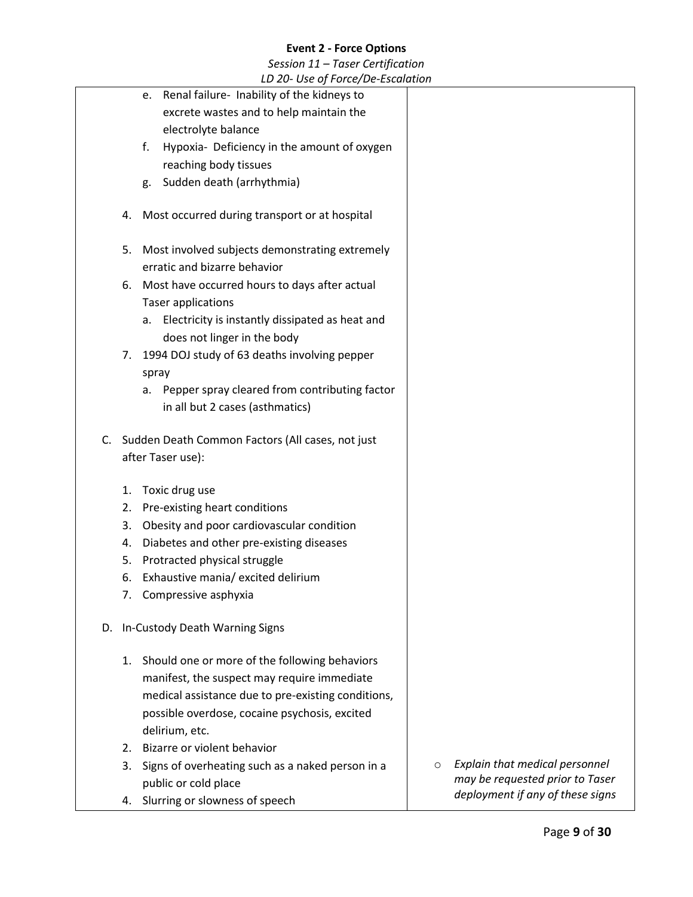| | |
|---|---|
| e. Renal failure- Inability of the kidneys to excrete wastes and to help maintain the electrolyte balance<br>f. Hypoxia- Deficiency in the amount of oxygen reaching body tissues<br>g. Sudden death (arrhythmia)<br><br>4. Most occurred during transport or at hospital<br><br>5. Most involved subjects demonstrating extremely erratic and bizarre behavior<br>6. Most have occurred hours to days after actual Taser applications<br>a. Electricity is instantly dissipated as heat and does not linger in the body<br>7. 1994 DOJ study of 63 deaths involving pepper spray<br>a. Pepper spray cleared from contributing factor in all but 2 cases (asthmatics)<br><br>C. Sudden Death Common Factors (All cases, not just after Taser use):<br><br>1. Toxic drug use<br>2. Pre-existing heart conditions<br>3. Obesity and poor cardiovascular condition<br>4. Diabetes and other pre-existing diseases<br>5. Protracted physical struggle<br>6. Exhaustive mania/ excited delirium<br>7. Compressive asphyxia<br><br>D. In-Custody Death Warning Signs<br><br>1. Should one or more of the following behaviors manifest, the suspect may require immediate medical assistance due to pre-existing conditions, possible overdose, cocaine psychosis, excited delirium, etc.<br>2. Bizarre or violent behavior<br>3. Signs of overheating such as a naked person in a public or cold place<br>4. Slurring or slowness of speech | ○ *Explain that medical personnel may be requested prior to Taser deployment if any of these signs* |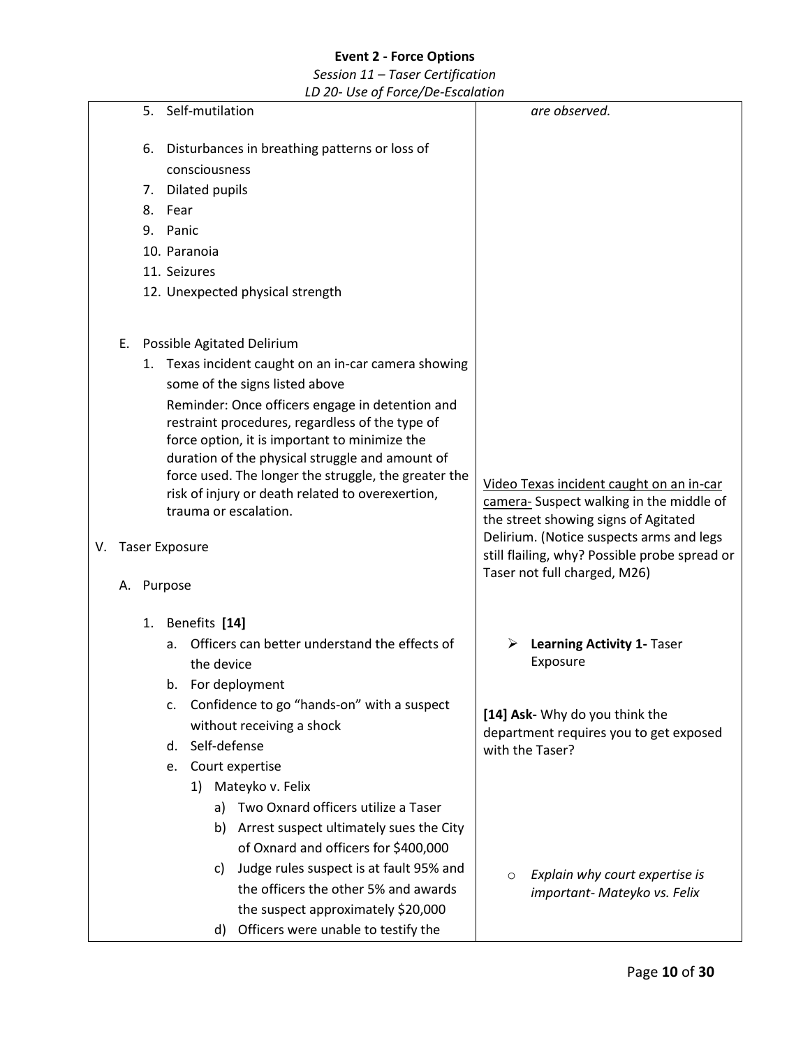**Event 2 - Force Options**

*Session 11 – Taser Certification*

*LD 20- Use of Force/De-Escalation*

| | |
|---|---|
| 5. Self-mutilation<br><br>6. Disturbances in breathing patterns or loss of consciousness<br>7. Dilated pupils<br>8. Fear<br>9. Panic<br>10. Paranoia<br>11. Seizures<br>12. Unexpected physical strength | *are observed.* |
| E. Possible Agitated Delirium<br>1. Texas incident caught on an in-car camera showing some of the signs listed above<br>Reminder: Once officers engage in detention and restraint procedures, regardless of the type of force option, it is important to minimize the duration of the physical struggle and amount of force used. The longer the struggle, the greater the risk of injury or death related to overexertion, trauma or escalation. | <u>Video Texas incident caught on an in-car camera-</u> Suspect walking in the middle of the street showing signs of Agitated Delirium. (Notice suspects arms and legs still flailing, why? Possible probe spread or Taser not full charged, M26) |
| V. Taser Exposure<br><br>A. Purpose<br><br>1. Benefits **[14]**<br>a. Officers can better understand the effects of the device<br>b. For deployment<br>c. Confidence to go "hands-on" with a suspect without receiving a shock<br>d. Self-defense<br>e. Court expertise<br>1) Mateyko v. Felix<br>a) Two Oxnard officers utilize a Taser<br>b) Arrest suspect ultimately sues the City of Oxnard and officers for $400,000<br>c) Judge rules suspect is at fault 95% and the officers the other 5% and awards the suspect approximately $20,000<br>d) Officers were unable to testify the | ➢ **Learning Activity 1-** Taser Exposure<br><br>**[14] Ask-** Why do you think the department requires you to get exposed with the Taser?<br><br>○ *Explain why court expertise is important- Mateyko vs. Felix* |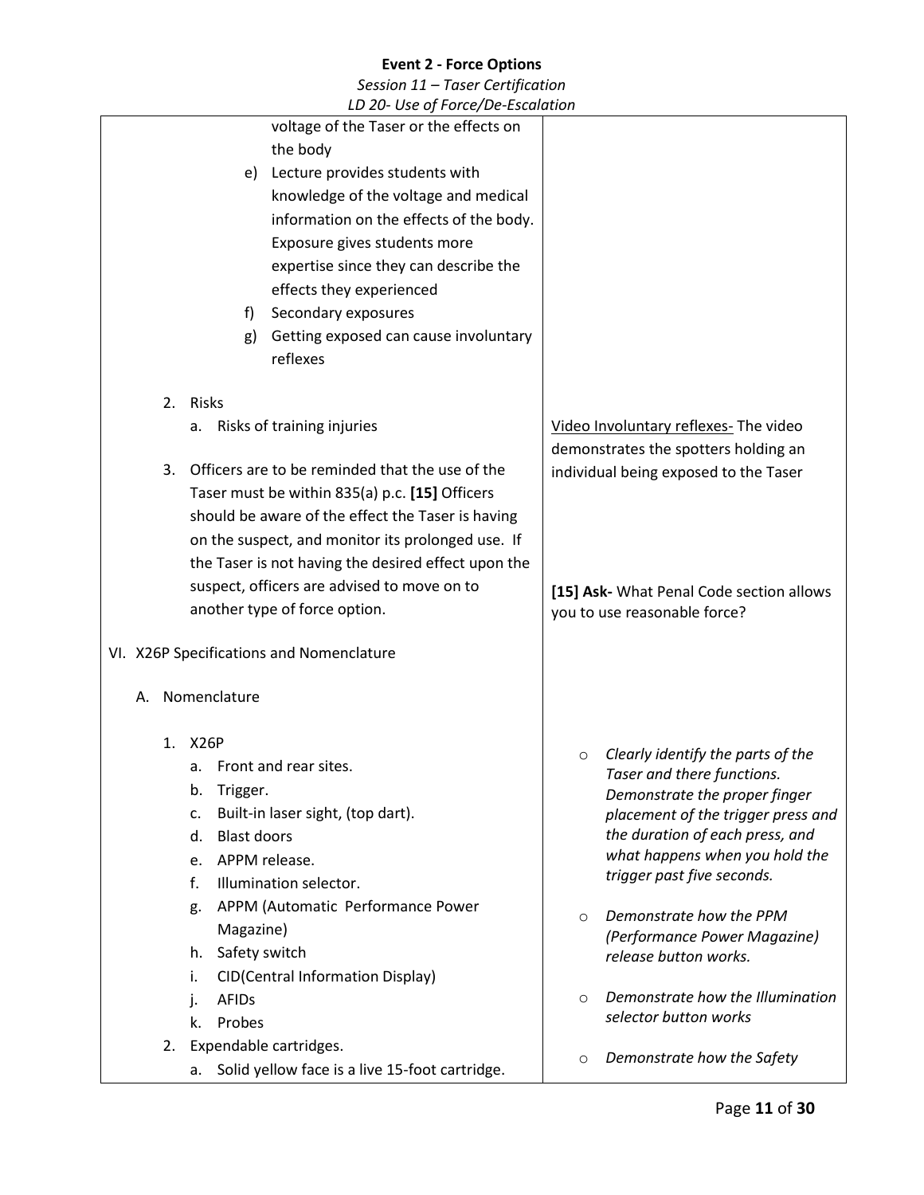| | |
|---|---|
| voltage of the Taser or the effects on the body<br>e) Lecture provides students with knowledge of the voltage and medical information on the effects of the body. Exposure gives students more expertise since they can describe the effects they experienced<br>f) Secondary exposures<br>g) Getting exposed can cause involuntary reflexes | |
| 2. Risks<br>a. Risks of training injuries<br><br>3. Officers are to be reminded that the use of the Taser must be within 835(a) p.c. **[15]** Officers should be aware of the effect the Taser is having on the suspect, and monitor its prolonged use. If the Taser is not having the desired effect upon the suspect, officers are advised to move on to another type of force option. | Video Involuntary reflexes- The video demonstrates the spotters holding an individual being exposed to the Taser<br><br>**[15] Ask-** What Penal Code section allows you to use reasonable force? |
| VI. X26P Specifications and Nomenclature<br><br>A. Nomenclature<br><br>1. X26P<br>a. Front and rear sites.<br>b. Trigger.<br>c. Built-in laser sight, (top dart).<br>d. Blast doors<br>e. APPM release.<br>f. Illumination selector.<br>g. APPM (Automatic Performance Power Magazine)<br>h. Safety switch<br>i. CID(Central Information Display)<br>j. AFIDs<br>k. Probes<br>2. Expendable cartridges.<br>a. Solid yellow face is a live 15-foot cartridge. | ○ *Clearly identify the parts of the Taser and there functions. Demonstrate the proper finger placement of the trigger press and the duration of each press, and what happens when you hold the trigger past five seconds.*<br><br>○ *Demonstrate how the PPM (Performance Power Magazine) release button works.*<br><br>○ *Demonstrate how the Illumination selector button works*<br><br>○ *Demonstrate how the Safety* |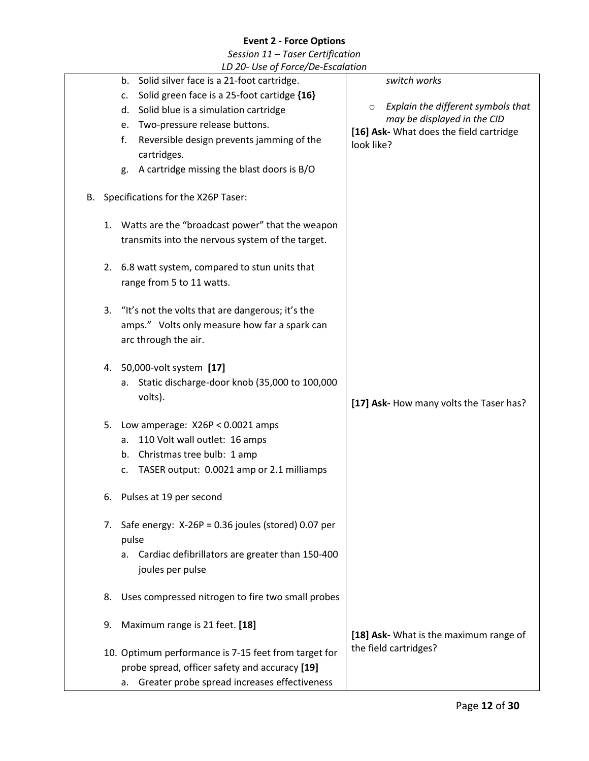**Event 2 - Force Options**

*Session 11 – Taser Certification*

*LD 20- Use of Force/De-Escalation*

| | |
|---|---|
| b. Solid silver face is a 21-foot cartridge.<br>c. Solid green face is a 25-foot cartidge **{16}**<br>d. Solid blue is a simulation cartridge<br>e. Two-pressure release buttons.<br>f. Reversible design prevents jamming of the cartridges.<br>g. A cartridge missing the blast doors is B/O<br><br>B. Specifications for the X26P Taser:<br><br>1. Watts are the "broadcast power" that the weapon transmits into the nervous system of the target.<br><br>2. 6.8 watt system, compared to stun units that range from 5 to 11 watts.<br><br>3. "It's not the volts that are dangerous; it's the amps." Volts only measure how far a spark can arc through the air.<br><br>4. 50,000-volt system **[17]**<br>a. Static discharge-door knob (35,000 to 100,000 volts).<br><br>5. Low amperage: X26P < 0.0021 amps<br>a. 110 Volt wall outlet: 16 amps<br>b. Christmas tree bulb: 1 amp<br>c. TASER output: 0.0021 amp or 2.1 milliamps<br><br>6. Pulses at 19 per second<br><br>7. Safe energy: X-26P = 0.36 joules (stored) 0.07 per pulse<br>a. Cardiac defibrillators are greater than 150-400 joules per pulse<br><br>8. Uses compressed nitrogen to fire two small probes<br><br>9. Maximum range is 21 feet. **[18]**<br><br>10. Optimum performance is 7-15 feet from target for probe spread, officer safety and accuracy **[19]**<br>a. Greater probe spread increases effectiveness | *switch works*<br><br>○ *Explain the different symbols that may be displayed in the CID*<br><br>**[16] Ask-** What does the field cartridge look like?<br><br>**[17] Ask-** How many volts the Taser has?<br><br>**[18] Ask-** What is the maximum range of the field cartridges? |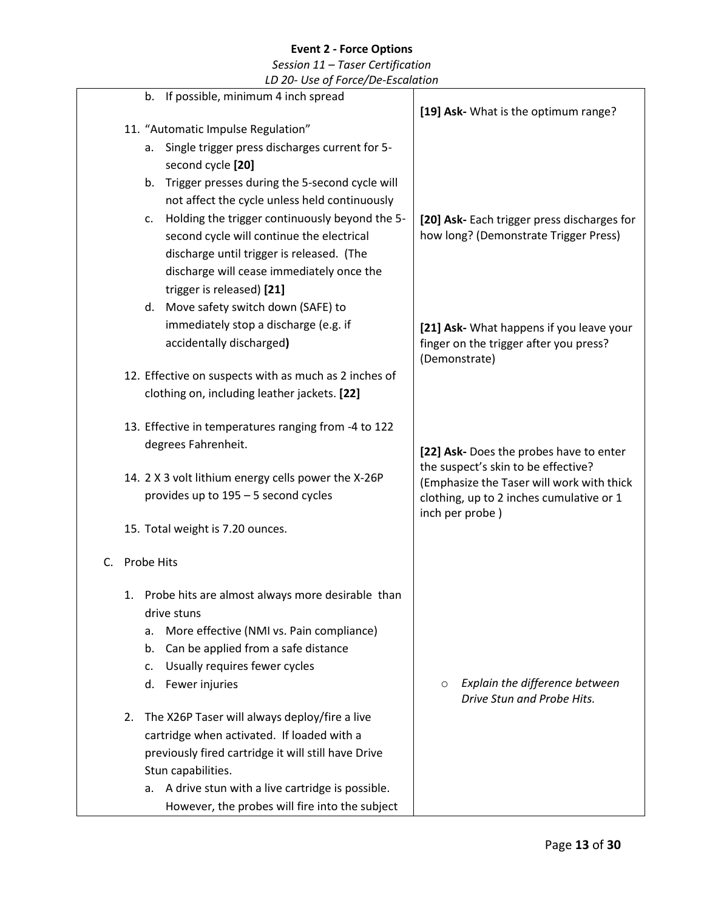**Event 2 - Force Options**

*Session 11 – Taser Certification*

*LD 20- Use of Force/De-Escalation*

| | |
|---|---|
| b. If possible, minimum 4 inch spread | **[19] Ask-** What is the optimum range? |
| 11. "Automatic Impulse Regulation"<br>a. Single trigger press discharges current for 5-second cycle **[20]**<br>b. Trigger presses during the 5-second cycle will not affect the cycle unless held continuously<br>c. Holding the trigger continuously beyond the 5-second cycle will continue the electrical discharge until trigger is released. (The discharge will cease immediately once the trigger is released) **[21]**<br>d. Move safety switch down (SAFE) to immediately stop a discharge (e.g. if accidentally discharged**)** | **[20] Ask-** Each trigger press discharges for how long? (Demonstrate Trigger Press)<br><br>**[21] Ask-** What happens if you leave your finger on the trigger after you press? (Demonstrate) |
| 12. Effective on suspects with as much as 2 inches of clothing on, including leather jackets. **[22]**<br>13. Effective in temperatures ranging from -4 to 122 degrees Fahrenheit.<br>14. 2 X 3 volt lithium energy cells power the X-26P provides up to 195 – 5 second cycles<br>15. Total weight is 7.20 ounces. | **[22] Ask-** Does the probes have to enter the suspect's skin to be effective? (Emphasize the Taser will work with thick clothing, up to 2 inches cumulative or 1 inch per probe ) |
| C. Probe Hits<br>1. Probe hits are almost always more desirable than drive stuns<br>a. More effective (NMI vs. Pain compliance)<br>b. Can be applied from a safe distance<br>c. Usually requires fewer cycles<br>d. Fewer injuries | ○ *Explain the difference between Drive Stun and Probe Hits.* |
| 2. The X26P Taser will always deploy/fire a live cartridge when activated. If loaded with a previously fired cartridge it will still have Drive Stun capabilities.<br>a. A drive stun with a live cartridge is possible. However, the probes will fire into the subject | |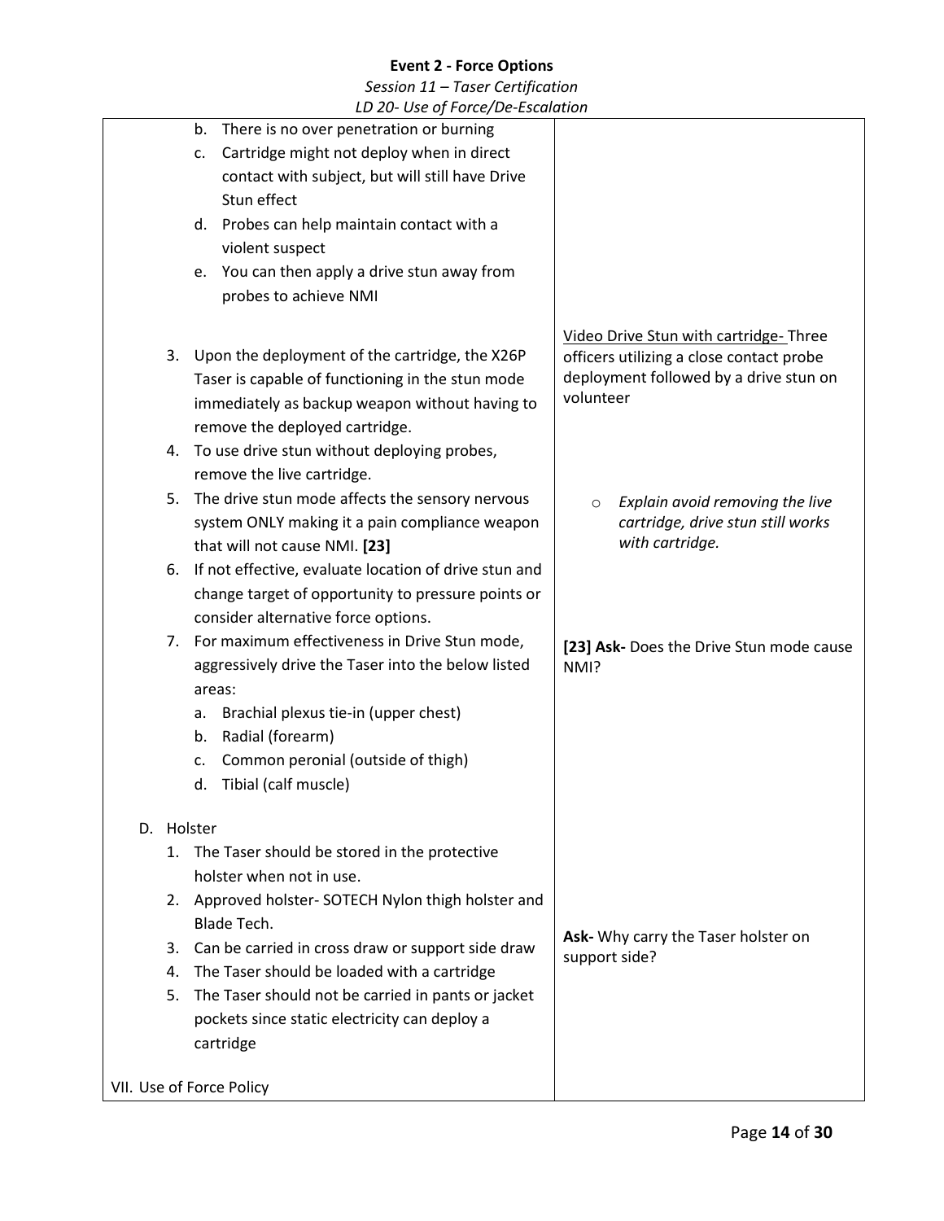| | |
|---|---|
| b. There is no over penetration or burning<br>c. Cartridge might not deploy when in direct contact with subject, but will still have Drive Stun effect<br>d. Probes can help maintain contact with a violent suspect<br>e. You can then apply a drive stun away from probes to achieve NMI | |
| 3. Upon the deployment of the cartridge, the X26P Taser is capable of functioning in the stun mode immediately as backup weapon without having to remove the deployed cartridge.<br>4. To use drive stun without deploying probes, remove the live cartridge.<br>5. The drive stun mode affects the sensory nervous system ONLY making it a pain compliance weapon that will not cause NMI. **[23]**<br>6. If not effective, evaluate location of drive stun and change target of opportunity to pressure points or consider alternative force options.<br>7. For maximum effectiveness in Drive Stun mode, aggressively drive the Taser into the below listed areas:<br>a. Brachial plexus tie-in (upper chest)<br>b. Radial (forearm)<br>c. Common peronial (outside of thigh)<br>d. Tibial (calf muscle) | <u>Video Drive Stun with cartridge-</u> Three officers utilizing a close contact probe deployment followed by a drive stun on volunteer<br><br>○ *Explain avoid removing the live cartridge, drive stun still works with cartridge.*<br><br>**[23] Ask-** Does the Drive Stun mode cause NMI? |
| D. Holster<br>1. The Taser should be stored in the protective holster when not in use.<br>2. Approved holster- SOTECH Nylon thigh holster and Blade Tech.<br>3. Can be carried in cross draw or support side draw<br>4. The Taser should be loaded with a cartridge<br>5. The Taser should not be carried in pants or jacket pockets since static electricity can deploy a cartridge | **Ask-** Why carry the Taser holster on support side? |
| VII. Use of Force Policy | |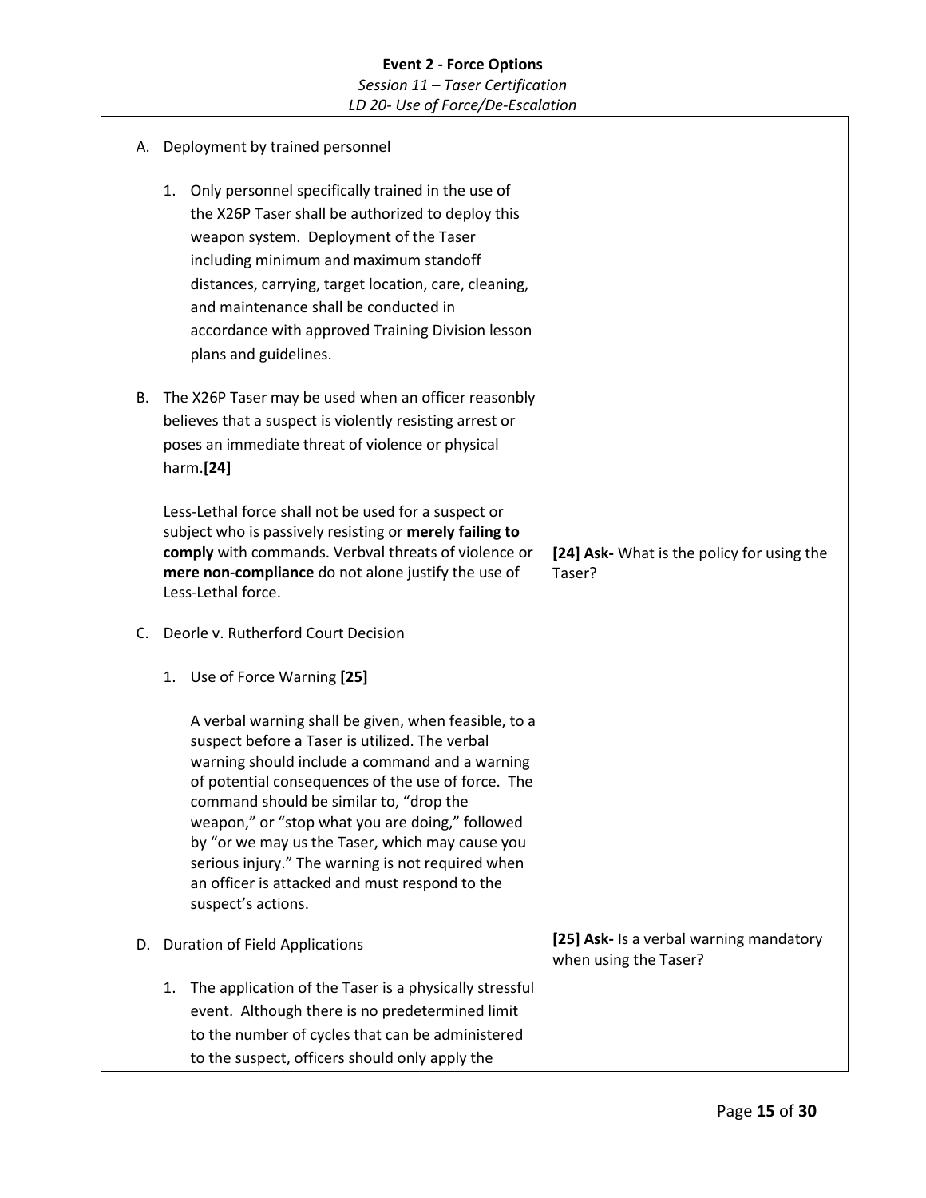**Event 2 - Force Options**

*Session 11 – Taser Certification*

*LD 20- Use of Force/De-Escalation*

| | |
|---|---|
| A. Deployment by trained personnel<br><br>1. Only personnel specifically trained in the use of the X26P Taser shall be authorized to deploy this weapon system. Deployment of the Taser including minimum and maximum standoff distances, carrying, target location, care, cleaning, and maintenance shall be conducted in accordance with approved Training Division lesson plans and guidelines.<br><br>B. The X26P Taser may be used when an officer reasonbly believes that a suspect is violently resisting arrest or poses an immediate threat of violence or physical harm.**[24]**<br><br>Less-Lethal force shall not be used for a suspect or subject who is passively resisting or **merely failing to comply** with commands. Verbval threats of violence or **mere non-compliance** do not alone justify the use of Less-Lethal force. | **[24] Ask-** What is the policy for using the Taser? |
| C. Deorle v. Rutherford Court Decision<br><br>1. Use of Force Warning **[25]**<br><br>A verbal warning shall be given, when feasible, to a suspect before a Taser is utilized. The verbal warning should include a command and a warning of potential consequences of the use of force. The command should be similar to, "drop the weapon," or "stop what you are doing," followed by "or we may us the Taser, which may cause you serious injury." The warning is not required when an officer is attacked and must respond to the suspect's actions.<br><br>D. Duration of Field Applications<br><br>1. The application of the Taser is a physically stressful event. Although there is no predetermined limit to the number of cycles that can be administered to the suspect, officers should only apply the | **[25] Ask-** Is a verbal warning mandatory when using the Taser? |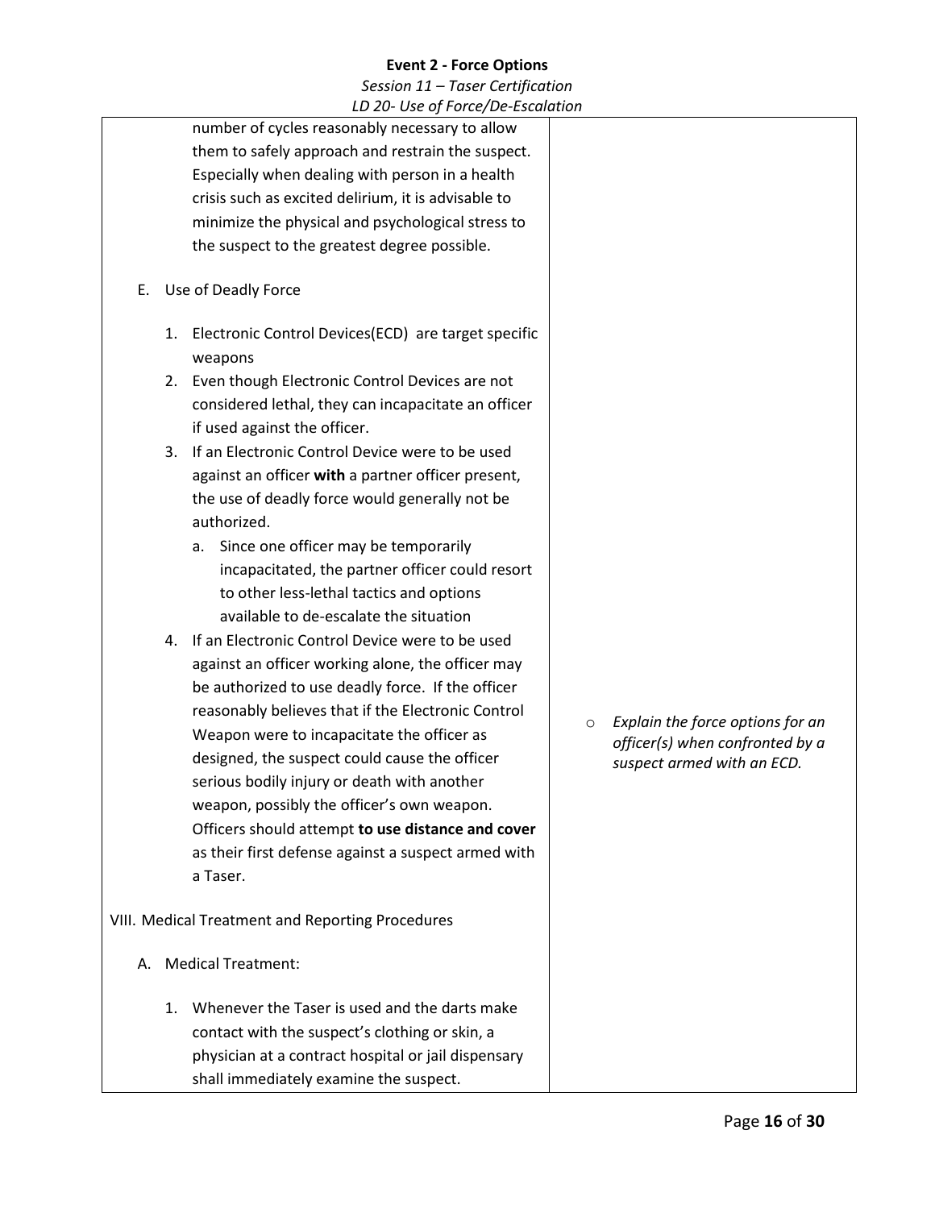number of cycles reasonably necessary to allow them to safely approach and restrain the suspect. Especially when dealing with person in a health crisis such as excited delirium, it is advisable to minimize the physical and psychological stress to the suspect to the greatest degree possible.

E. Use of Deadly Force

1. Electronic Control Devices(ECD) are target specific weapons
2. Even though Electronic Control Devices are not considered lethal, they can incapacitate an officer if used against the officer.
3. If an Electronic Control Device were to be used against an officer **with** a partner officer present, the use of deadly force would generally not be authorized.
   a. Since one officer may be temporarily incapacitated, the partner officer could resort to other less-lethal tactics and options available to de-escalate the situation
4. If an Electronic Control Device were to be used against an officer working alone, the officer may be authorized to use deadly force. If the officer reasonably believes that if the Electronic Control Weapon were to incapacitate the officer as designed, the suspect could cause the officer serious bodily injury or death with another weapon, possibly the officer's own weapon. Officers should attempt **to use distance and cover** as their first defense against a suspect armed with a Taser.

- *Explain the force options for an officer(s) when confronted by a suspect armed with an ECD.*

VIII. Medical Treatment and Reporting Procedures

A. Medical Treatment:

1. Whenever the Taser is used and the darts make contact with the suspect's clothing or skin, a physician at a contract hospital or jail dispensary shall immediately examine the suspect.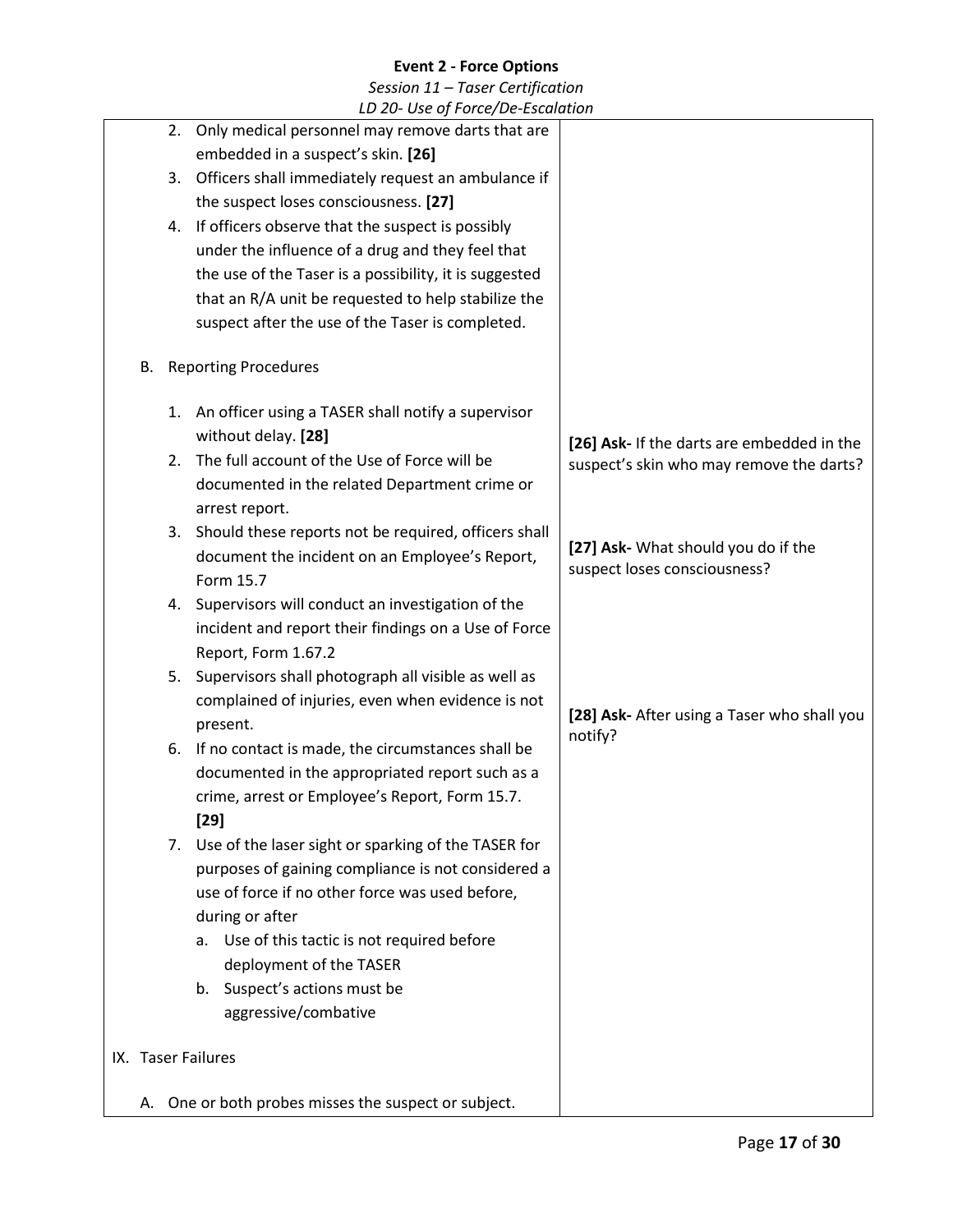| | |
|---|---|
| 2. Only medical personnel may remove darts that are embedded in a suspect's skin. **[26]**<br>3. Officers shall immediately request an ambulance if the suspect loses consciousness. **[27]**<br>4. If officers observe that the suspect is possibly under the influence of a drug and they feel that the use of the Taser is a possibility, it is suggested that an R/A unit be requested to help stabilize the suspect after the use of the Taser is completed.<br><br>B. Reporting Procedures<br><br>1. An officer using a TASER shall notify a supervisor without delay. **[28]**<br>2. The full account of the Use of Force will be documented in the related Department crime or arrest report.<br>3. Should these reports not be required, officers shall document the incident on an Employee's Report, Form 15.7<br>4. Supervisors will conduct an investigation of the incident and report their findings on a Use of Force Report, Form 1.67.2<br>5. Supervisors shall photograph all visible as well as complained of injuries, even when evidence is not present.<br>6. If no contact is made, the circumstances shall be documented in the appropriated report such as a crime, arrest or Employee's Report, Form 15.7. **[29]**<br>7. Use of the laser sight or sparking of the TASER for purposes of gaining compliance is not considered a use of force if no other force was used before, during or after<br>&nbsp;&nbsp;&nbsp;a. Use of this tactic is not required before deployment of the TASER<br>&nbsp;&nbsp;&nbsp;b. Suspect's actions must be aggressive/combative<br><br>IX. Taser Failures<br><br>A. One or both probes misses the suspect or subject. | **[26] Ask-** If the darts are embedded in the suspect's skin who may remove the darts?<br><br>**[27] Ask-** What should you do if the suspect loses consciousness?<br><br>**[28] Ask-** After using a Taser who shall you notify? |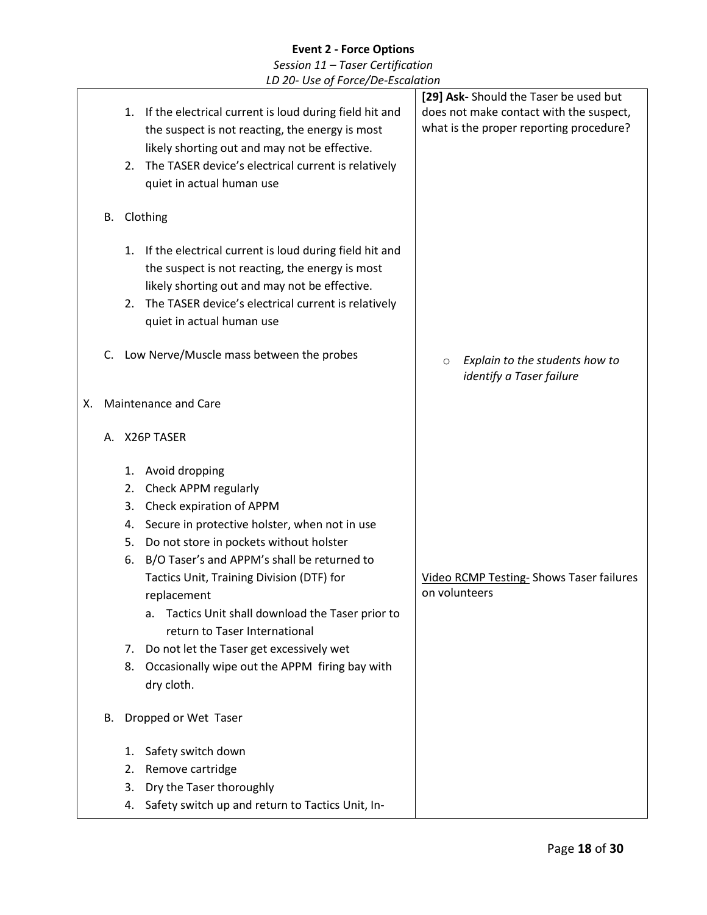**Event 2 - Force Options**

*Session 11 – Taser Certification*

*LD 20- Use of Force/De-Escalation*

| | |
|---|---|
| 1. If the electrical current is loud during field hit and the suspect is not reacting, the energy is most likely shorting out and may not be effective.<br>2. The TASER device's electrical current is relatively quiet in actual human use<br><br>B. Clothing<br><br>1. If the electrical current is loud during field hit and the suspect is not reacting, the energy is most likely shorting out and may not be effective.<br>2. The TASER device's electrical current is relatively quiet in actual human use<br><br>C. Low Nerve/Muscle mass between the probes<br><br>X. Maintenance and Care<br><br>A. X26P TASER<br><br>1. Avoid dropping<br>2. Check APPM regularly<br>3. Check expiration of APPM<br>4. Secure in protective holster, when not in use<br>5. Do not store in pockets without holster<br>6. B/O Taser's and APPM's shall be returned to Tactics Unit, Training Division (DTF) for replacement<br>&nbsp;&nbsp;&nbsp;a. Tactics Unit shall download the Taser prior to return to Taser International<br>7. Do not let the Taser get excessively wet<br>8. Occasionally wipe out the APPM firing bay with dry cloth.<br><br>B. Dropped or Wet Taser<br><br>1. Safety switch down<br>2. Remove cartridge<br>3. Dry the Taser thoroughly<br>4. Safety switch up and return to Tactics Unit, In- | **[29] Ask-** Should the Taser be used but does not make contact with the suspect, what is the proper reporting procedure?<br><br>◦ *Explain to the students how to identify a Taser failure*<br><br><u>Video RCMP Testing-</u> Shows Taser failures on volunteers |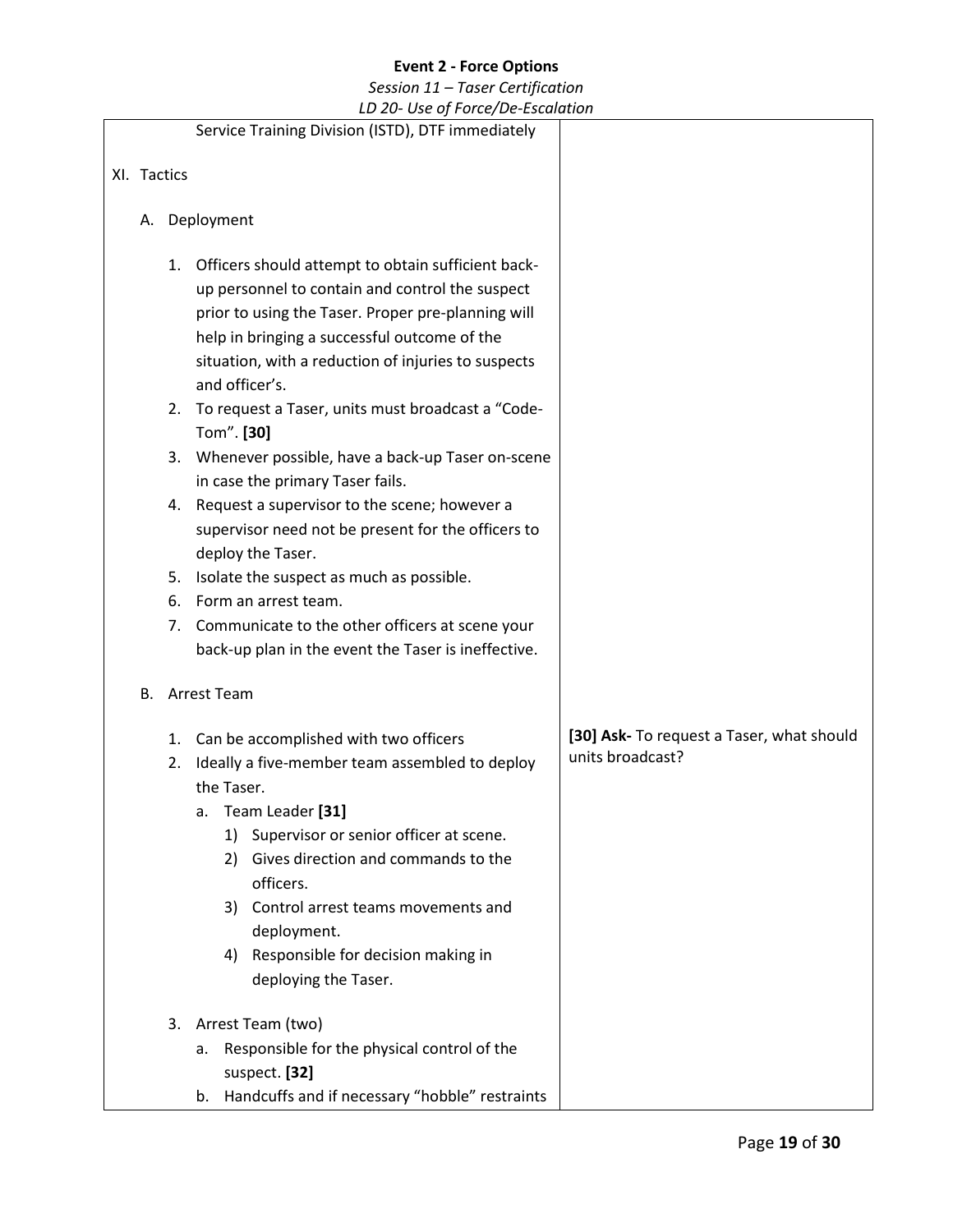Service Training Division (ISTD), DTF immediately

XI. Tactics

A. Deployment

1. Officers should attempt to obtain sufficient back-up personnel to contain and control the suspect prior to using the Taser. Proper pre-planning will help in bringing a successful outcome of the situation, with a reduction of injuries to suspects and officer's.
2. To request a Taser, units must broadcast a "Code-Tom". **[30]**
3. Whenever possible, have a back-up Taser on-scene in case the primary Taser fails.
4. Request a supervisor to the scene; however a supervisor need not be present for the officers to deploy the Taser.
5. Isolate the suspect as much as possible.
6. Form an arrest team.
7. Communicate to the other officers at scene your back-up plan in the event the Taser is ineffective.

B. Arrest Team

1. Can be accomplished with two officers
2. Ideally a five-member team assembled to deploy the Taser.
   a. Team Leader **[31]**
      1) Supervisor or senior officer at scene.
      2) Gives direction and commands to the officers.
      3) Control arrest teams movements and deployment.
      4) Responsible for decision making in deploying the Taser.
3. Arrest Team (two)
   a. Responsible for the physical control of the suspect. **[32]**
   b. Handcuffs and if necessary "hobble" restraints

**[30] Ask-** To request a Taser, what should units broadcast?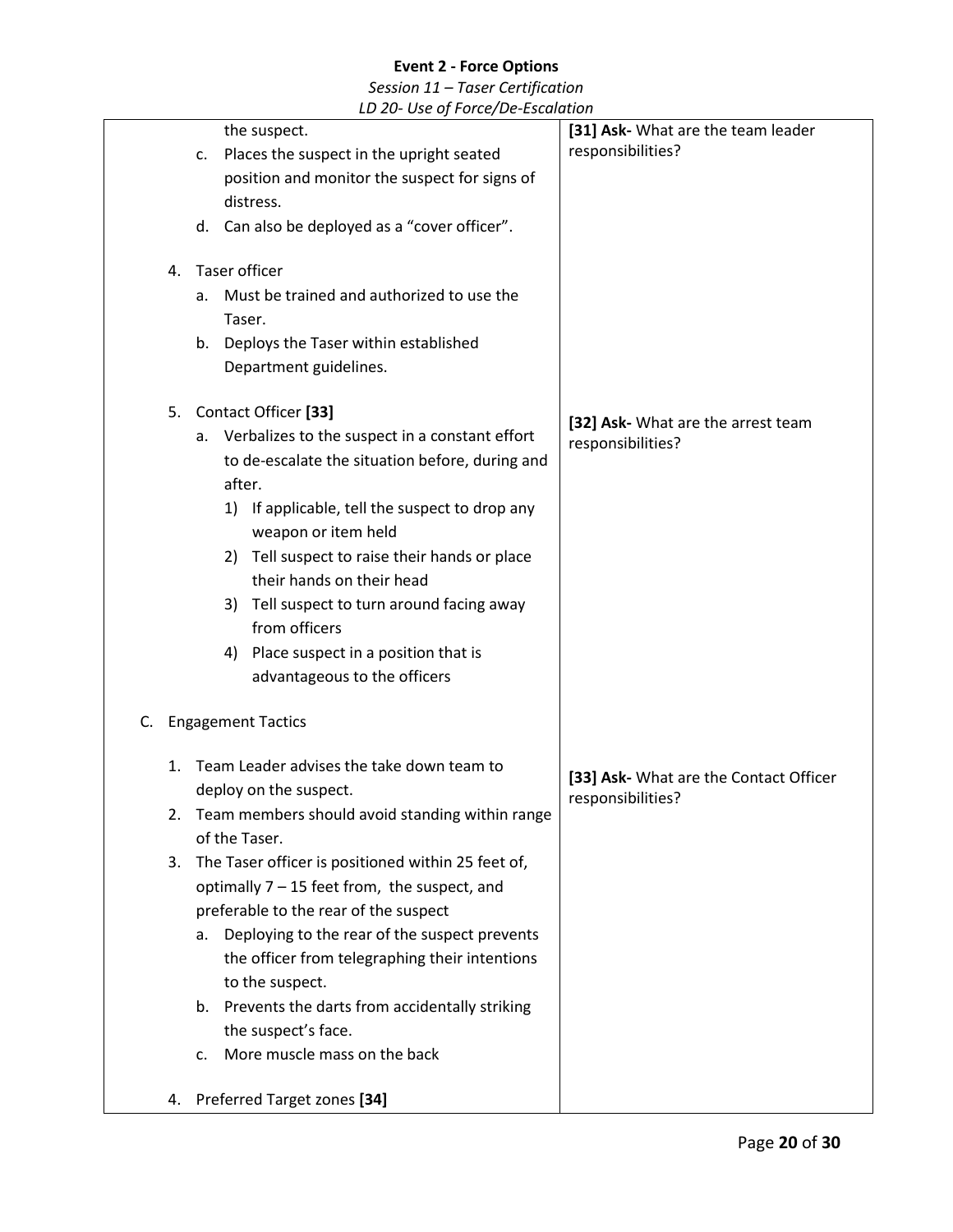**Event 2 - Force Options**

*Session 11 – Taser Certification*

*LD 20- Use of Force/De-Escalation*

| | |
|---|---|
| the suspect.<br>c. Places the suspect in the upright seated position and monitor the suspect for signs of distress.<br>d. Can also be deployed as a "cover officer".<br><br>4. Taser officer<br>a. Must be trained and authorized to use the Taser.<br>b. Deploys the Taser within established Department guidelines.<br><br>5. Contact Officer **[33]**<br>a. Verbalizes to the suspect in a constant effort to de-escalate the situation before, during and after.<br>1) If applicable, tell the suspect to drop any weapon or item held<br>2) Tell suspect to raise their hands or place their hands on their head<br>3) Tell suspect to turn around facing away from officers<br>4) Place suspect in a position that is advantageous to the officers<br><br>C. Engagement Tactics<br><br>1. Team Leader advises the take down team to deploy on the suspect.<br>2. Team members should avoid standing within range of the Taser.<br>3. The Taser officer is positioned within 25 feet of, optimally 7 – 15 feet from, the suspect, and preferable to the rear of the suspect<br>a. Deploying to the rear of the suspect prevents the officer from telegraphing their intentions to the suspect.<br>b. Prevents the darts from accidentally striking the suspect's face.<br>c. More muscle mass on the back<br><br>4. Preferred Target zones **[34]** | **[31] Ask-** What are the team leader responsibilities?<br><br>**[32] Ask-** What are the arrest team responsibilities?<br><br>**[33] Ask-** What are the Contact Officer responsibilities? |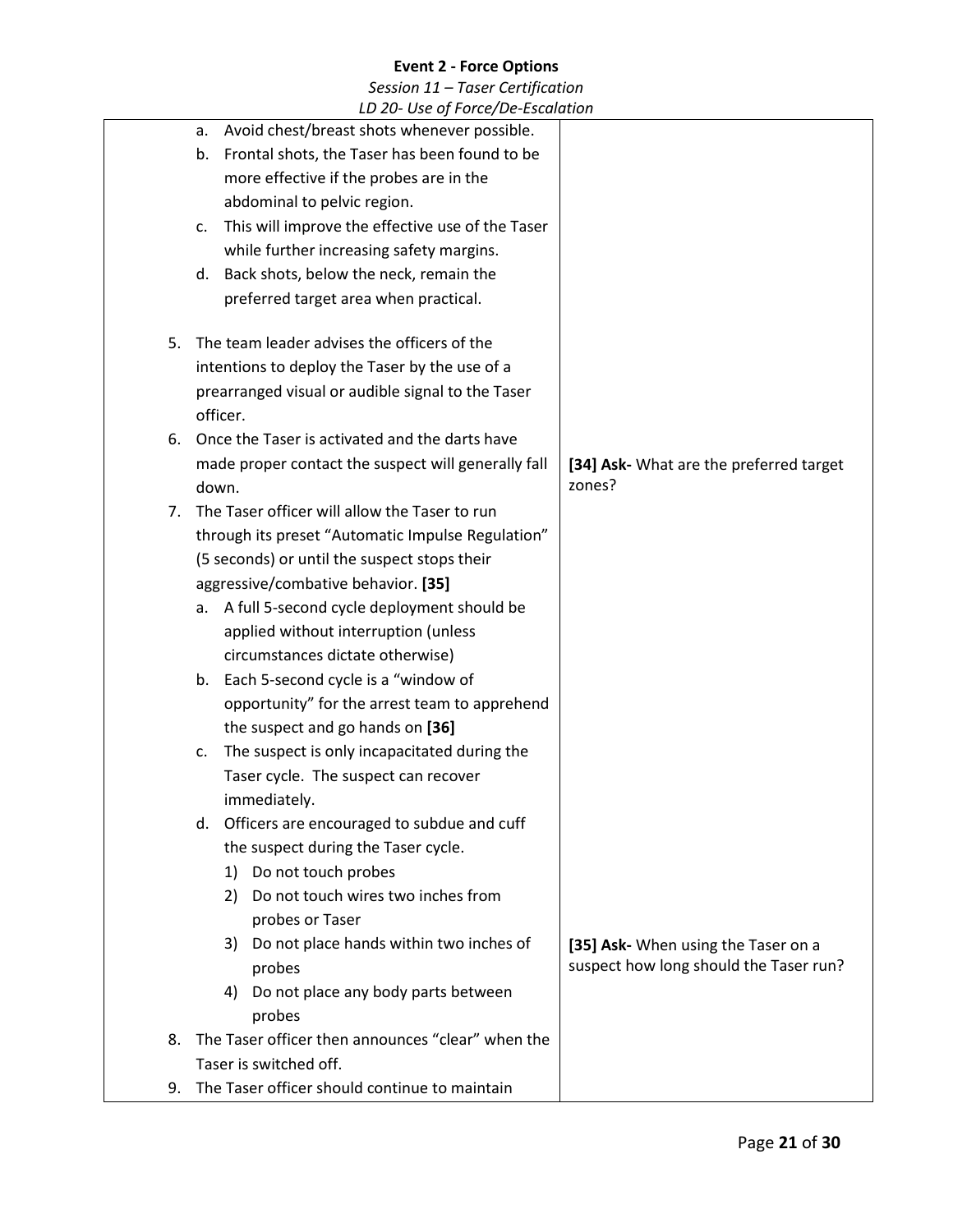**Event 2 - Force Options**

*Session 11 – Taser Certification*

*LD 20- Use of Force/De-Escalation*

| | |
|---|---|
| a. Avoid chest/breast shots whenever possible.<br>b. Frontal shots, the Taser has been found to be more effective if the probes are in the abdominal to pelvic region.<br>c. This will improve the effective use of the Taser while further increasing safety margins.<br>d. Back shots, below the neck, remain the preferred target area when practical.<br><br>5. The team leader advises the officers of the intentions to deploy the Taser by the use of a prearranged visual or audible signal to the Taser officer.<br>6. Once the Taser is activated and the darts have made proper contact the suspect will generally fall down.<br>7. The Taser officer will allow the Taser to run through its preset "Automatic Impulse Regulation" (5 seconds) or until the suspect stops their aggressive/combative behavior. **[35]**<br>a. A full 5-second cycle deployment should be applied without interruption (unless circumstances dictate otherwise)<br>b. Each 5-second cycle is a "window of opportunity" for the arrest team to apprehend the suspect and go hands on **[36]**<br>c. The suspect is only incapacitated during the Taser cycle. The suspect can recover immediately.<br>d. Officers are encouraged to subdue and cuff the suspect during the Taser cycle.<br>1) Do not touch probes<br>2) Do not touch wires two inches from probes or Taser<br>3) Do not place hands within two inches of probes<br>4) Do not place any body parts between probes<br>8. The Taser officer then announces "clear" when the Taser is switched off.<br>9. The Taser officer should continue to maintain | **[34] Ask-** What are the preferred target zones?<br><br>**[35] Ask-** When using the Taser on a suspect how long should the Taser run? |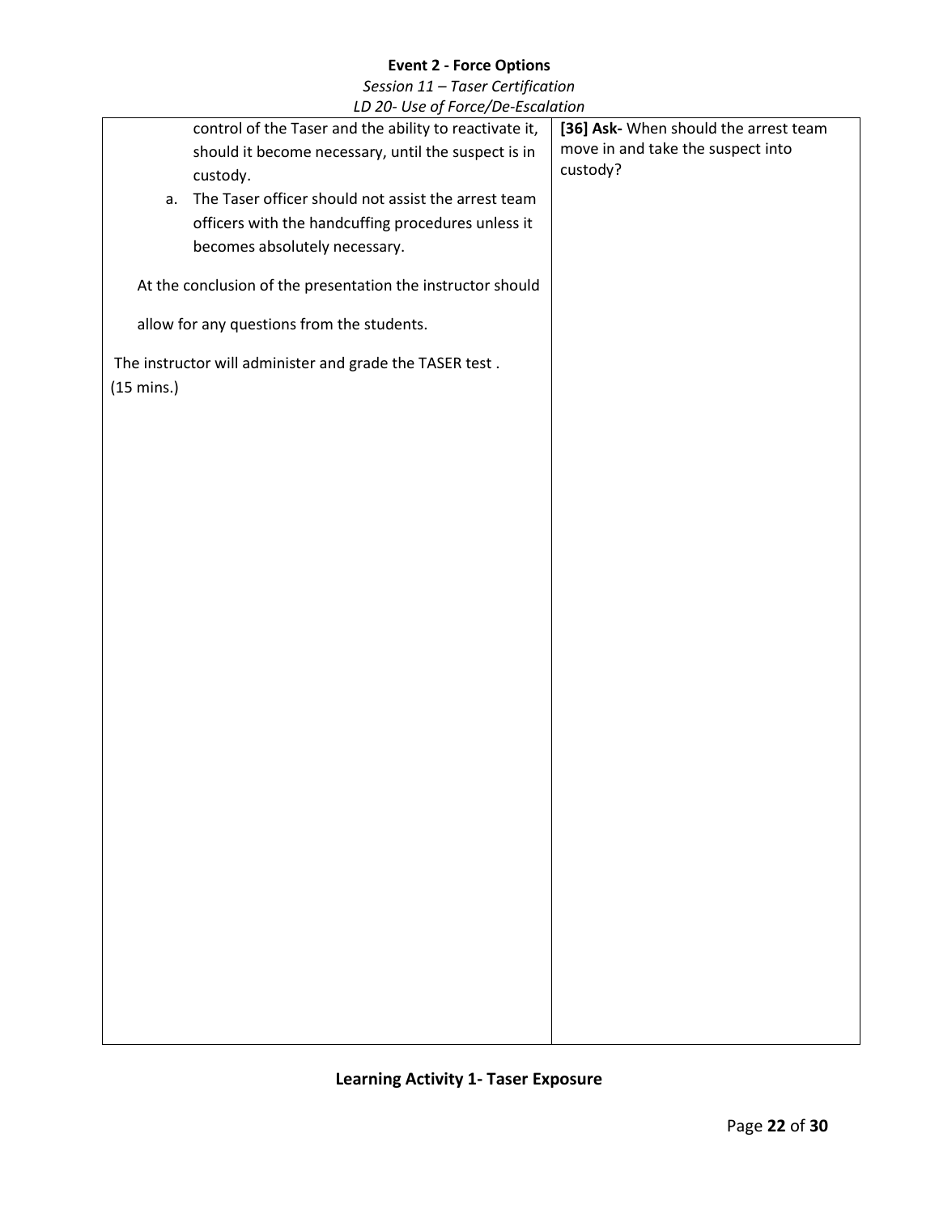| | |
|---|---|
| control of the Taser and the ability to reactivate it, should it become necessary, until the suspect is in custody.<br>a. The Taser officer should not assist the arrest team officers with the handcuffing procedures unless it becomes absolutely necessary.<br><br>At the conclusion of the presentation the instructor should allow for any questions from the students.<br><br>The instructor will administer and grade the TASER test . (15 mins.) | **[36] Ask-** When should the arrest team move in and take the suspect into custody? |

## Learning Activity 1- Taser Exposure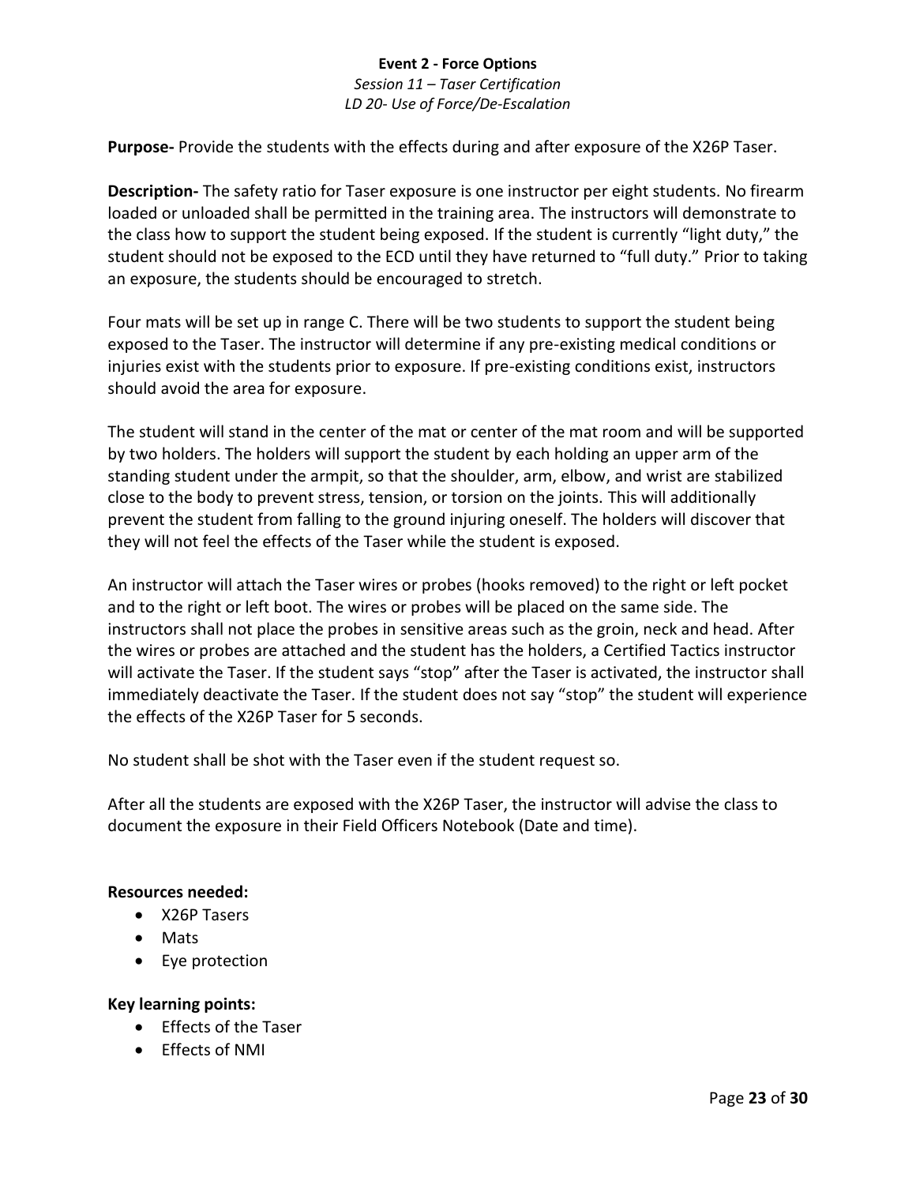**Event 2 - Force Options**

*Session 11 – Taser Certification*

*LD 20- Use of Force/De-Escalation*

**Purpose-** Provide the students with the effects during and after exposure of the X26P Taser.

**Description-** The safety ratio for Taser exposure is one instructor per eight students. No firearm loaded or unloaded shall be permitted in the training area. The instructors will demonstrate to the class how to support the student being exposed. If the student is currently "light duty," the student should not be exposed to the ECD until they have returned to "full duty." Prior to taking an exposure, the students should be encouraged to stretch.

Four mats will be set up in range C. There will be two students to support the student being exposed to the Taser. The instructor will determine if any pre-existing medical conditions or injuries exist with the students prior to exposure. If pre-existing conditions exist, instructors should avoid the area for exposure.

The student will stand in the center of the mat or center of the mat room and will be supported by two holders. The holders will support the student by each holding an upper arm of the standing student under the armpit, so that the shoulder, arm, elbow, and wrist are stabilized close to the body to prevent stress, tension, or torsion on the joints. This will additionally prevent the student from falling to the ground injuring oneself. The holders will discover that they will not feel the effects of the Taser while the student is exposed.

An instructor will attach the Taser wires or probes (hooks removed) to the right or left pocket and to the right or left boot. The wires or probes will be placed on the same side. The instructors shall not place the probes in sensitive areas such as the groin, neck and head. After the wires or probes are attached and the student has the holders, a Certified Tactics instructor will activate the Taser. If the student says "stop" after the Taser is activated, the instructor shall immediately deactivate the Taser. If the student does not say "stop" the student will experience the effects of the X26P Taser for 5 seconds.

No student shall be shot with the Taser even if the student request so.

After all the students are exposed with the X26P Taser, the instructor will advise the class to document the exposure in their Field Officers Notebook (Date and time).

**Resources needed:**

- X26P Tasers
- Mats
- Eye protection

**Key learning points:**

- Effects of the Taser
- Effects of NMI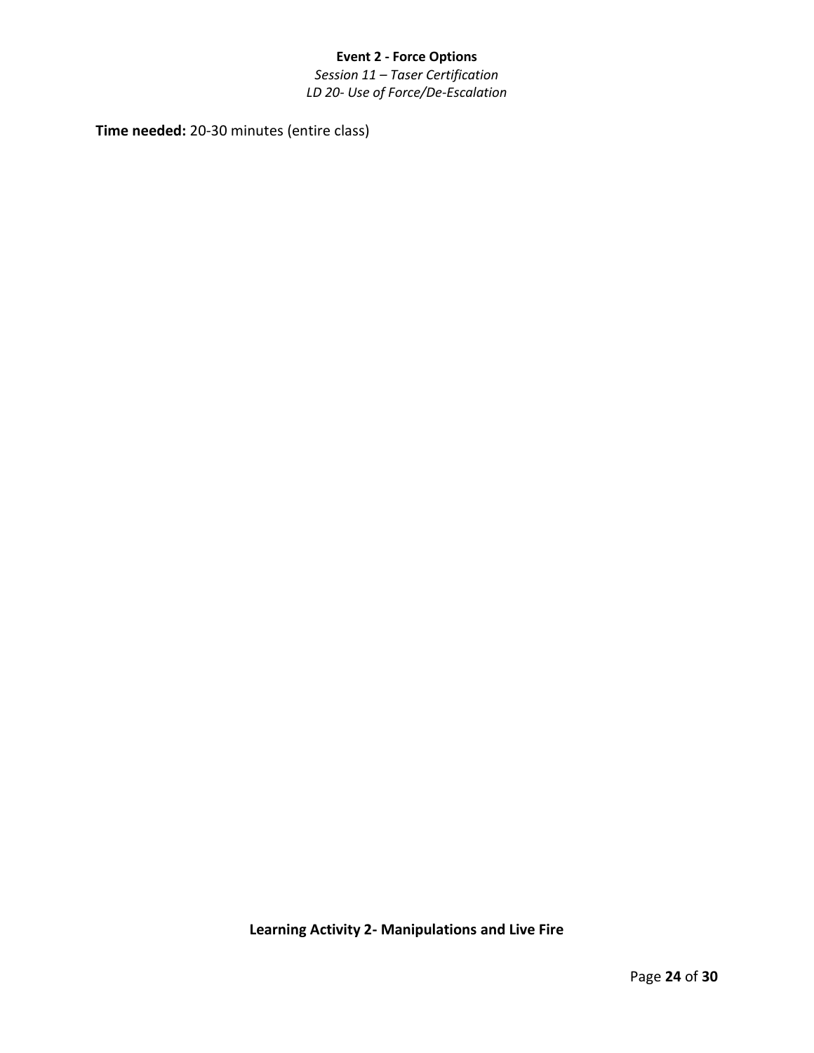**Event 2 - Force Options**

*Session 11 – Taser Certification*

*LD 20- Use of Force/De-Escalation*

**Time needed:** 20-30 minutes (entire class)

**Learning Activity 2- Manipulations and Live Fire**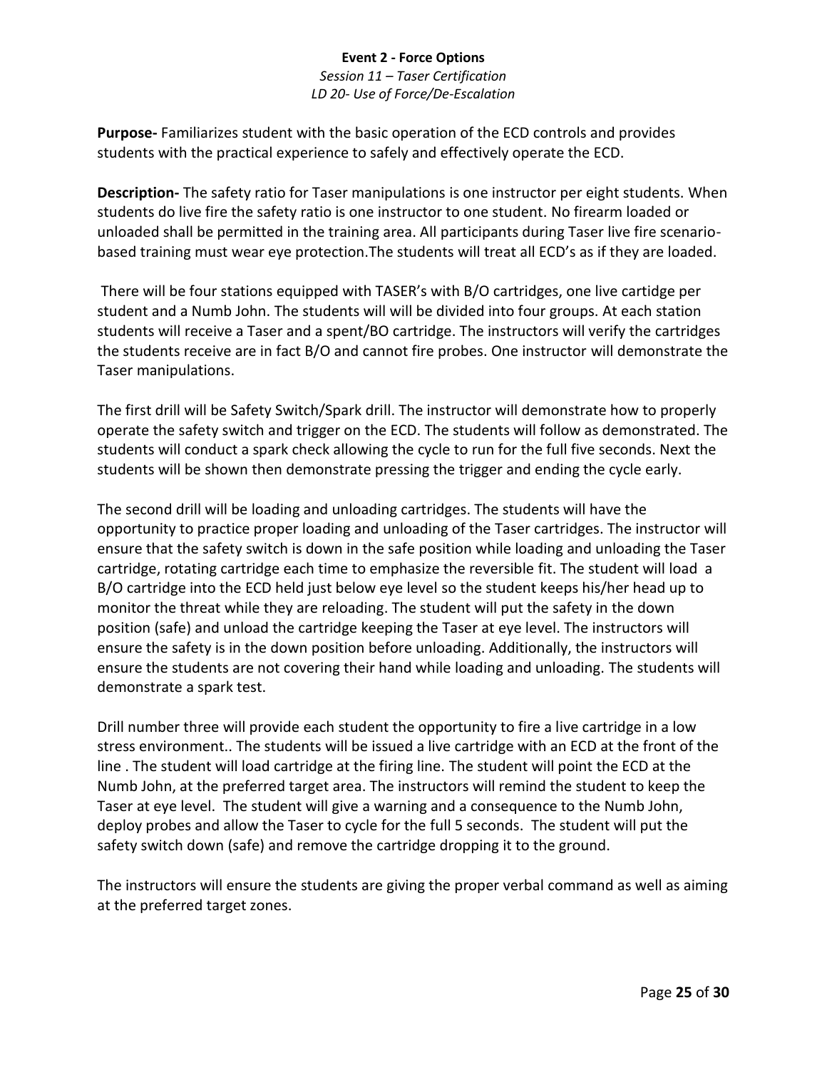**Event 2 - Force Options**

*Session 11 – Taser Certification*

*LD 20- Use of Force/De-Escalation*

**Purpose-** Familiarizes student with the basic operation of the ECD controls and provides students with the practical experience to safely and effectively operate the ECD.

**Description-** The safety ratio for Taser manipulations is one instructor per eight students. When students do live fire the safety ratio is one instructor to one student. No firearm loaded or unloaded shall be permitted in the training area. All participants during Taser live fire scenario-based training must wear eye protection.The students will treat all ECD's as if they are loaded.

There will be four stations equipped with TASER's with B/O cartridges, one live cartidge per student and a Numb John. The students will will be divided into four groups. At each station students will receive a Taser and a spent/BO cartridge. The instructors will verify the cartridges the students receive are in fact B/O and cannot fire probes. One instructor will demonstrate the Taser manipulations.

The first drill will be Safety Switch/Spark drill. The instructor will demonstrate how to properly operate the safety switch and trigger on the ECD. The students will follow as demonstrated. The students will conduct a spark check allowing the cycle to run for the full five seconds. Next the students will be shown then demonstrate pressing the trigger and ending the cycle early.

The second drill will be loading and unloading cartridges. The students will have the opportunity to practice proper loading and unloading of the Taser cartridges. The instructor will ensure that the safety switch is down in the safe position while loading and unloading the Taser cartridge, rotating cartridge each time to emphasize the reversible fit. The student will load a B/O cartridge into the ECD held just below eye level so the student keeps his/her head up to monitor the threat while they are reloading. The student will put the safety in the down position (safe) and unload the cartridge keeping the Taser at eye level. The instructors will ensure the safety is in the down position before unloading. Additionally, the instructors will ensure the students are not covering their hand while loading and unloading. The students will demonstrate a spark test.

Drill number three will provide each student the opportunity to fire a live cartridge in a low stress environment.. The students will be issued a live cartridge with an ECD at the front of the line . The student will load cartridge at the firing line. The student will point the ECD at the Numb John, at the preferred target area. The instructors will remind the student to keep the Taser at eye level. The student will give a warning and a consequence to the Numb John, deploy probes and allow the Taser to cycle for the full 5 seconds. The student will put the safety switch down (safe) and remove the cartridge dropping it to the ground.

The instructors will ensure the students are giving the proper verbal command as well as aiming at the preferred target zones.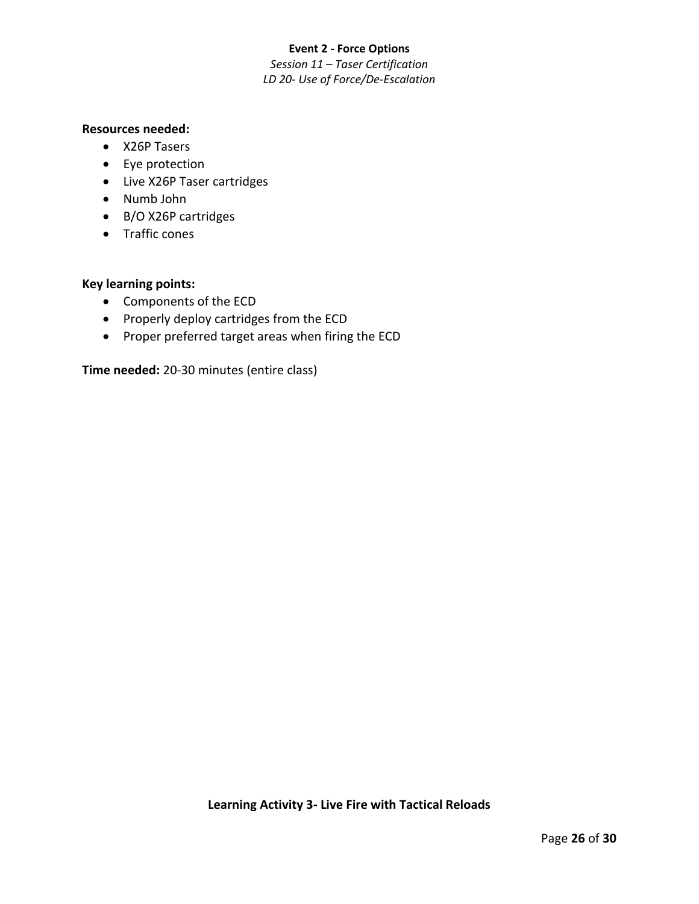**Resources needed:**

- X26P Tasers
- Eye protection
- Live X26P Taser cartridges
- Numb John
- B/O X26P cartridges
- Traffic cones

**Key learning points:**

- Components of the ECD
- Properly deploy cartridges from the ECD
- Proper preferred target areas when firing the ECD

**Time needed:** 20-30 minutes (entire class)

**Learning Activity 3- Live Fire with Tactical Reloads**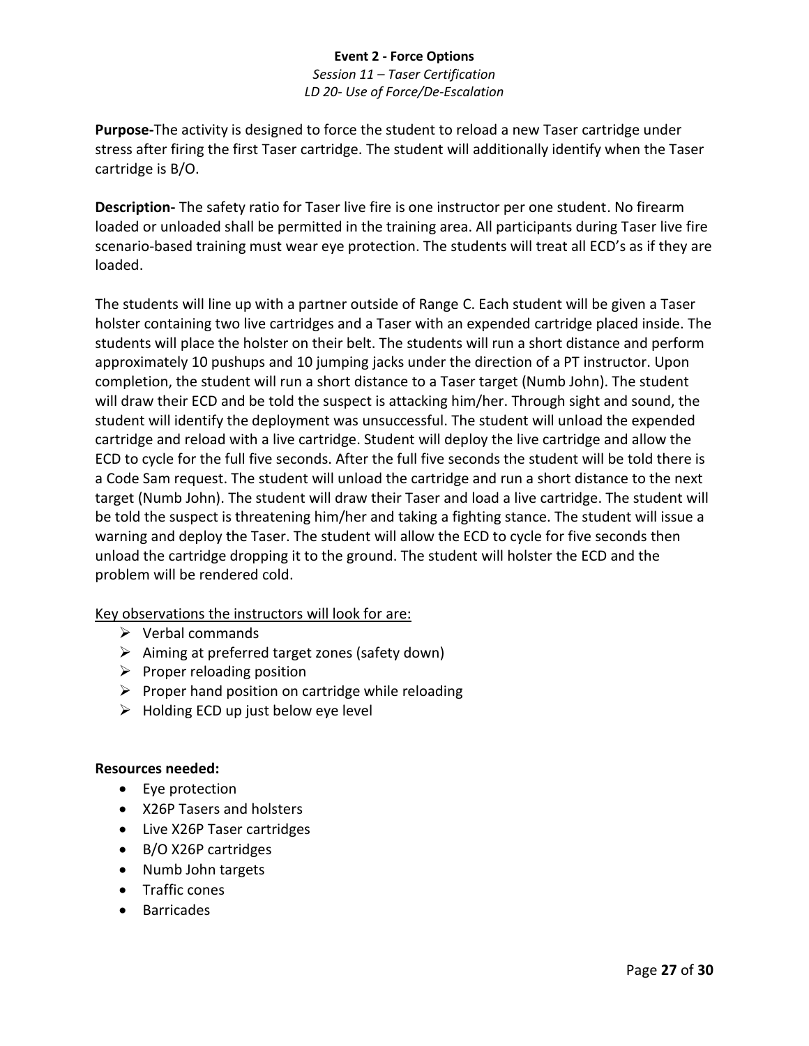**Event 2 - Force Options**

*Session 11 – Taser Certification*

*LD 20- Use of Force/De-Escalation*

**Purpose-**The activity is designed to force the student to reload a new Taser cartridge under stress after firing the first Taser cartridge. The student will additionally identify when the Taser cartridge is B/O.

**Description-** The safety ratio for Taser live fire is one instructor per one student. No firearm loaded or unloaded shall be permitted in the training area. All participants during Taser live fire scenario-based training must wear eye protection. The students will treat all ECD's as if they are loaded.

The students will line up with a partner outside of Range C. Each student will be given a Taser holster containing two live cartridges and a Taser with an expended cartridge placed inside. The students will place the holster on their belt. The students will run a short distance and perform approximately 10 pushups and 10 jumping jacks under the direction of a PT instructor. Upon completion, the student will run a short distance to a Taser target (Numb John). The student will draw their ECD and be told the suspect is attacking him/her. Through sight and sound, the student will identify the deployment was unsuccessful. The student will unload the expended cartridge and reload with a live cartridge. Student will deploy the live cartridge and allow the ECD to cycle for the full five seconds. After the full five seconds the student will be told there is a Code Sam request. The student will unload the cartridge and run a short distance to the next target (Numb John). The student will draw their Taser and load a live cartridge. The student will be told the suspect is threatening him/her and taking a fighting stance. The student will issue a warning and deploy the Taser. The student will allow the ECD to cycle for five seconds then unload the cartridge dropping it to the ground. The student will holster the ECD and the problem will be rendered cold.

Key observations the instructors will look for are:

- Verbal commands
- Aiming at preferred target zones (safety down)
- Proper reloading position
- Proper hand position on cartridge while reloading
- Holding ECD up just below eye level

**Resources needed:**

- Eye protection
- X26P Tasers and holsters
- Live X26P Taser cartridges
- B/O X26P cartridges
- Numb John targets
- Traffic cones
- Barricades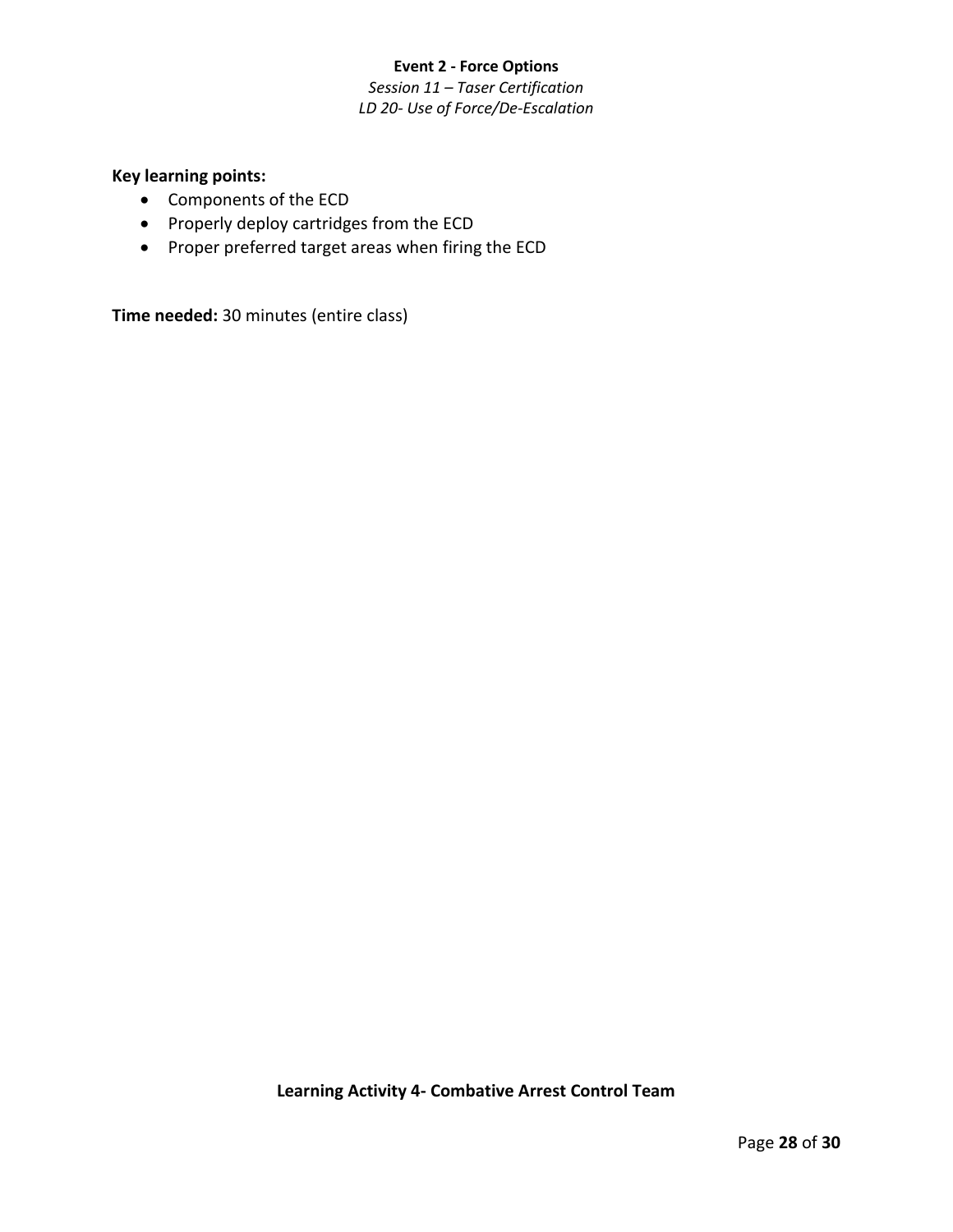**Event 2 - Force Options**

*Session 11 – Taser Certification*

*LD 20- Use of Force/De-Escalation*

**Key learning points:**

- Components of the ECD
- Properly deploy cartridges from the ECD
- Proper preferred target areas when firing the ECD

**Time needed:** 30 minutes (entire class)

**Learning Activity 4- Combative Arrest Control Team**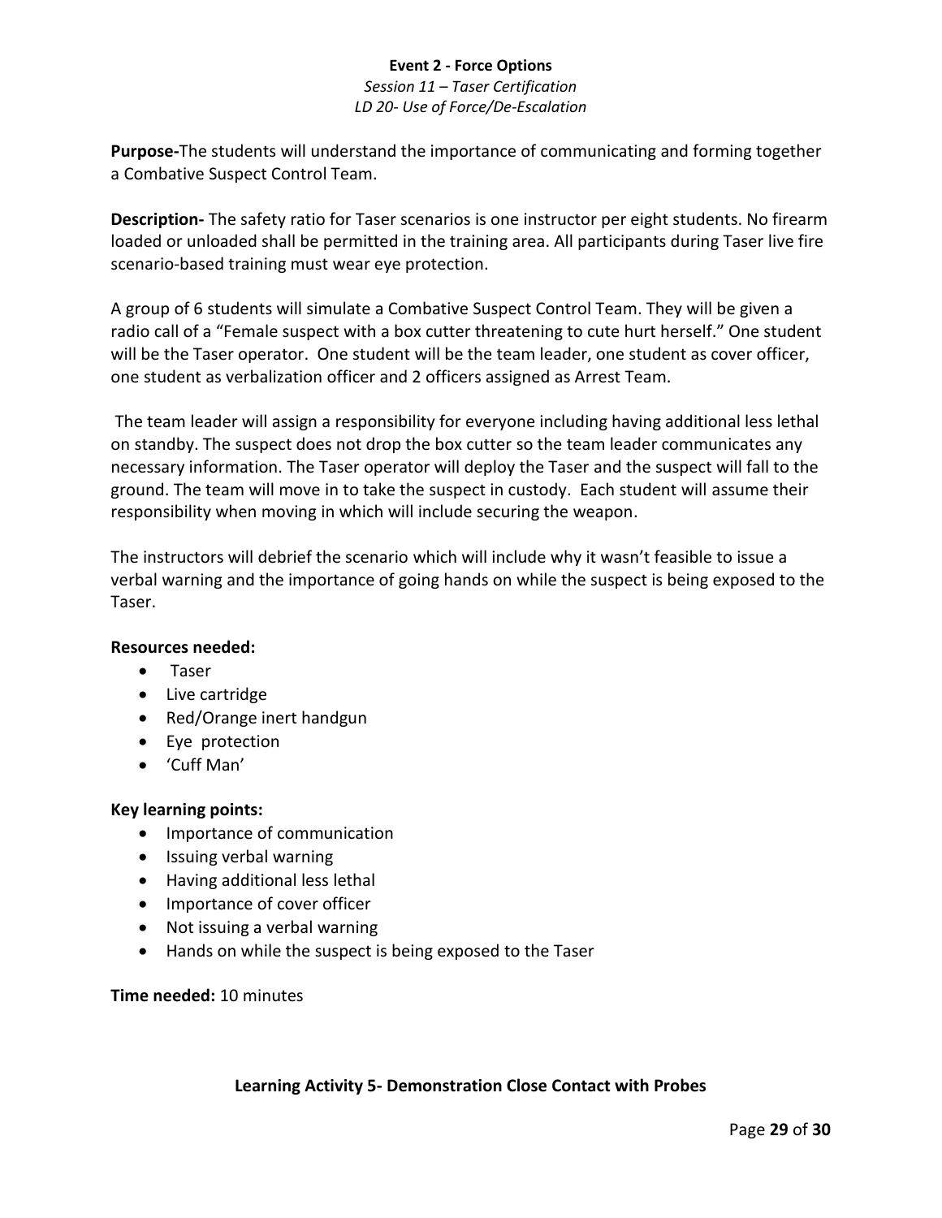**Event 2 - Force Options**

*Session 11 – Taser Certification*

*LD 20- Use of Force/De-Escalation*

**Purpose-**The students will understand the importance of communicating and forming together a Combative Suspect Control Team.

**Description-** The safety ratio for Taser scenarios is one instructor per eight students. No firearm loaded or unloaded shall be permitted in the training area. All participants during Taser live fire scenario-based training must wear eye protection.

A group of 6 students will simulate a Combative Suspect Control Team. They will be given a radio call of a "Female suspect with a box cutter threatening to cute hurt herself." One student will be the Taser operator. One student will be the team leader, one student as cover officer, one student as verbalization officer and 2 officers assigned as Arrest Team.

The team leader will assign a responsibility for everyone including having additional less lethal on standby. The suspect does not drop the box cutter so the team leader communicates any necessary information. The Taser operator will deploy the Taser and the suspect will fall to the ground. The team will move in to take the suspect in custody. Each student will assume their responsibility when moving in which will include securing the weapon.

The instructors will debrief the scenario which will include why it wasn't feasible to issue a verbal warning and the importance of going hands on while the suspect is being exposed to the Taser.

**Resources needed:**

- Taser
- Live cartridge
- Red/Orange inert handgun
- Eye protection
- 'Cuff Man'

**Key learning points:**

- Importance of communication
- Issuing verbal warning
- Having additional less lethal
- Importance of cover officer
- Not issuing a verbal warning
- Hands on while the suspect is being exposed to the Taser

**Time needed:** 10 minutes

**Learning Activity 5- Demonstration Close Contact with Probes**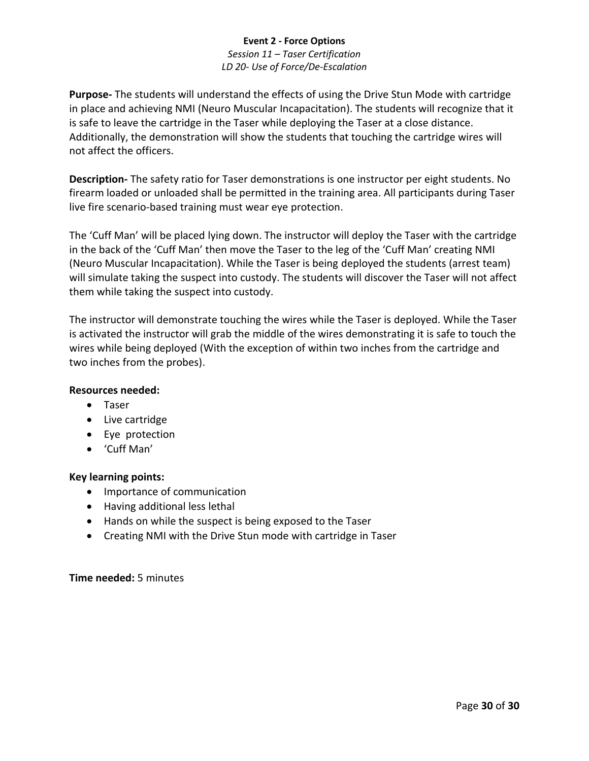**Event 2 - Force Options**

*Session 11 – Taser Certification*

*LD 20- Use of Force/De-Escalation*

**Purpose-** The students will understand the effects of using the Drive Stun Mode with cartridge in place and achieving NMI (Neuro Muscular Incapacitation). The students will recognize that it is safe to leave the cartridge in the Taser while deploying the Taser at a close distance. Additionally, the demonstration will show the students that touching the cartridge wires will not affect the officers.

**Description-** The safety ratio for Taser demonstrations is one instructor per eight students. No firearm loaded or unloaded shall be permitted in the training area. All participants during Taser live fire scenario-based training must wear eye protection.

The 'Cuff Man' will be placed lying down. The instructor will deploy the Taser with the cartridge in the back of the 'Cuff Man' then move the Taser to the leg of the 'Cuff Man' creating NMI (Neuro Muscular Incapacitation). While the Taser is being deployed the students (arrest team) will simulate taking the suspect into custody. The students will discover the Taser will not affect them while taking the suspect into custody.

The instructor will demonstrate touching the wires while the Taser is deployed. While the Taser is activated the instructor will grab the middle of the wires demonstrating it is safe to touch the wires while being deployed (With the exception of within two inches from the cartridge and two inches from the probes).

**Resources needed:**

- Taser
- Live cartridge
- Eye protection
- 'Cuff Man'

**Key learning points:**

- Importance of communication
- Having additional less lethal
- Hands on while the suspect is being exposed to the Taser
- Creating NMI with the Drive Stun mode with cartridge in Taser

**Time needed:** 5 minutes